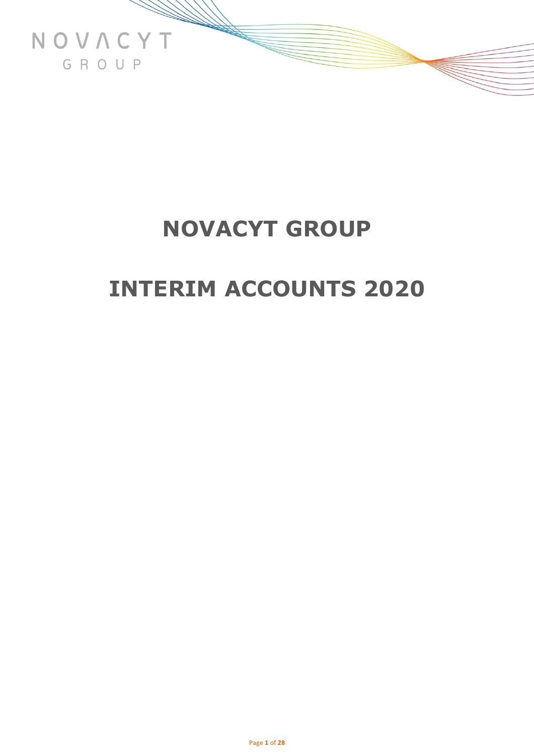NOVACYT
GROUP

# NOVACYT GROUP

# INTERIM ACCOUNTS 2020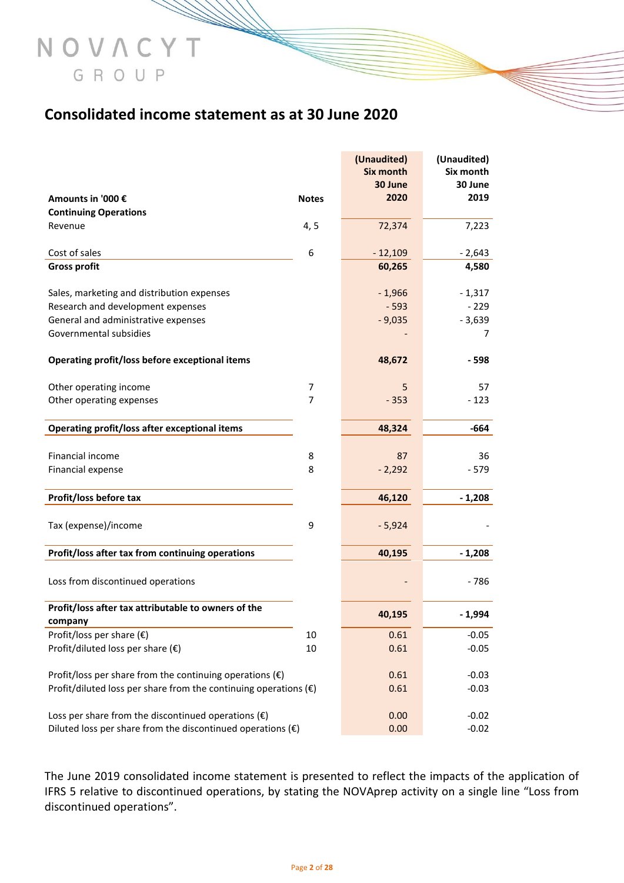NOVACYT GROUP

# Consolidated income statement as at 30 June 2020

| Amounts in '000 € | Notes | (Unaudited) Six month 30 June 2020 | (Unaudited) Six month 30 June 2019 |
|---|---|---|---|
| **Continuing Operations** | | | |
| Revenue | 4, 5 | 72,374 | 7,223 |
| Cost of sales | 6 | - 12,109 | - 2,643 |
| **Gross profit** | | **60,265** | **4,580** |
| Sales, marketing and distribution expenses | | - 1,966 | - 1,317 |
| Research and development expenses | | - 593 | - 229 |
| General and administrative expenses | | - 9,035 | - 3,639 |
| Governmental subsidies | | - | 7 |
| **Operating profit/loss before exceptional items** | | **48,672** | **- 598** |
| Other operating income | 7 | 5 | 57 |
| Other operating expenses | 7 | - 353 | - 123 |
| **Operating profit/loss after exceptional items** | | **48,324** | **-664** |
| Financial income | 8 | 87 | 36 |
| Financial expense | 8 | - 2,292 | - 579 |
| **Profit/loss before tax** | | **46,120** | **- 1,208** |
| Tax (expense)/income | 9 | - 5,924 | - |
| **Profit/loss after tax from continuing operations** | | **40,195** | **- 1,208** |
| Loss from discontinued operations | | - | - 786 |
| **Profit/loss after tax attributable to owners of the company** | | **40,195** | **- 1,994** |
| Profit/loss per share (€) | 10 | 0.61 | -0.05 |
| Profit/diluted loss per share (€) | 10 | 0.61 | -0.05 |
| Profit/loss per share from the continuing operations (€) | | 0.61 | -0.03 |
| Profit/diluted loss per share from the continuing operations (€) | | 0.61 | -0.03 |
| Loss per share from the discontinued operations (€) | | 0.00 | -0.02 |
| Diluted loss per share from the discontinued operations (€) | | 0.00 | -0.02 |

The June 2019 consolidated income statement is presented to reflect the impacts of the application of IFRS 5 relative to discontinued operations, by stating the NOVAprep activity on a single line "Loss from discontinued operations".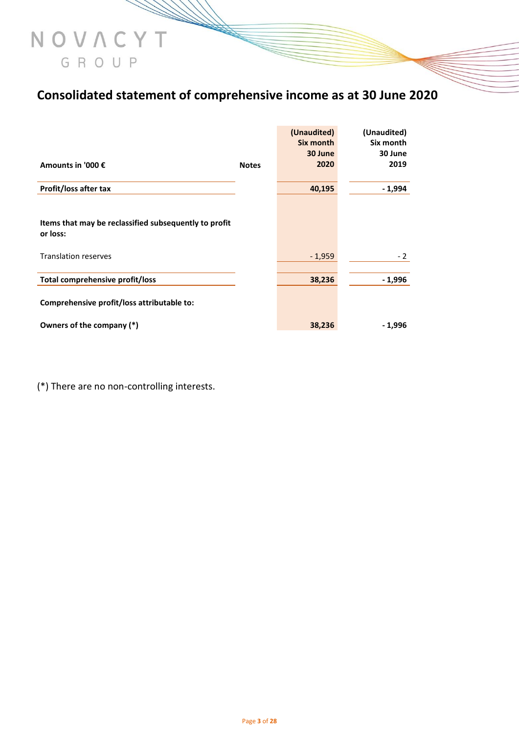# Consolidated statement of comprehensive income as at 30 June 2020

| Amounts in '000 € | Notes | (Unaudited) Six month 30 June 2020 | (Unaudited) Six month 30 June 2019 |
|---|---|---|---|
| **Profit/loss after tax** | | **40,195** | **- 1,994** |
| **Items that may be reclassified subsequently to profit or loss:** | | | |
| Translation reserves | | - 1,959 | - 2 |
| **Total comprehensive profit/loss** | | **38,236** | **- 1,996** |
| **Comprehensive profit/loss attributable to:** | | | |
| **Owners of the company (*)** | | **38,236** | **- 1,996** |

(*) There are no non-controlling interests.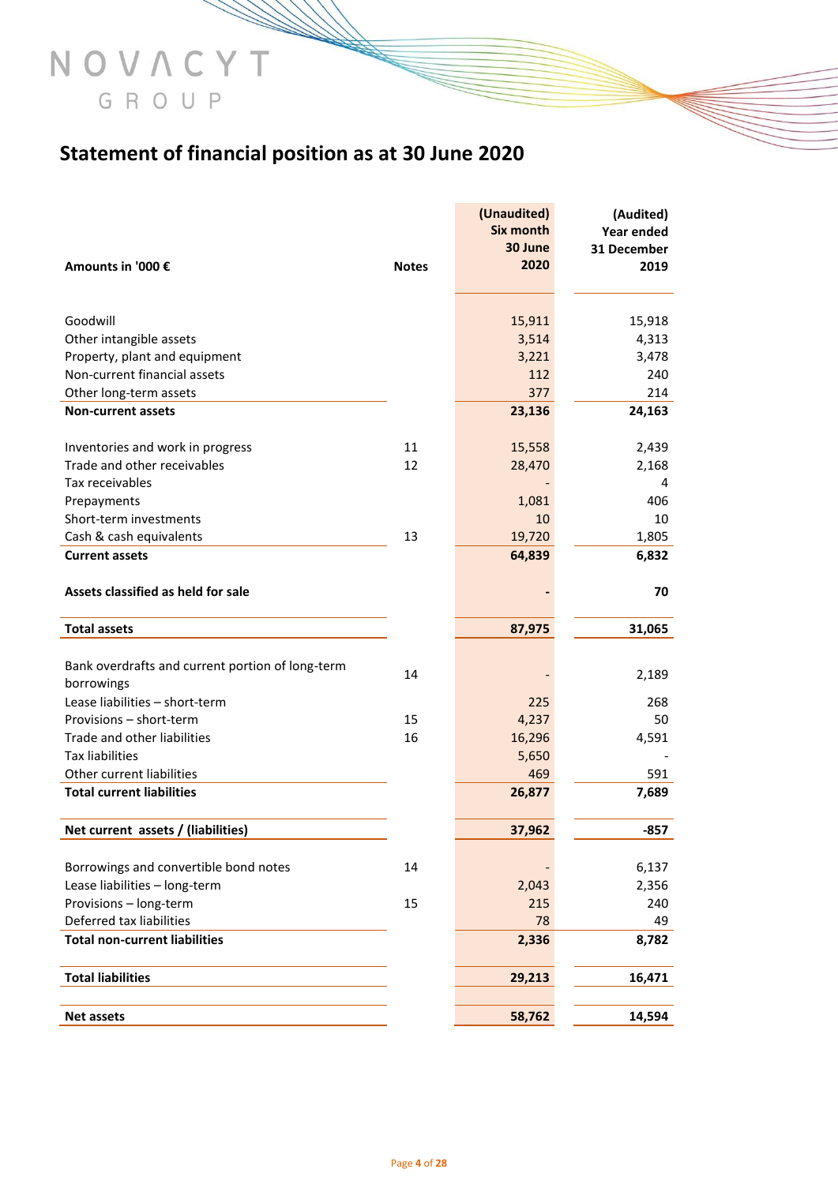# Statement of financial position as at 30 June 2020

| Amounts in '000 € | Notes | (Unaudited) Six month 30 June 2020 | (Audited) Year ended 31 December 2019 |
|---|---|---|---|
| Goodwill | | 15,911 | 15,918 |
| Other intangible assets | | 3,514 | 4,313 |
| Property, plant and equipment | | 3,221 | 3,478 |
| Non-current financial assets | | 112 | 240 |
| Other long-term assets | | 377 | 214 |
| **Non-current assets** | | **23,136** | **24,163** |
| Inventories and work in progress | 11 | 15,558 | 2,439 |
| Trade and other receivables | 12 | 28,470 | 2,168 |
| Tax receivables | | - | 4 |
| Prepayments | | 1,081 | 406 |
| Short-term investments | | 10 | 10 |
| Cash & cash equivalents | 13 | 19,720 | 1,805 |
| **Current assets** | | **64,839** | **6,832** |
| **Assets classified as held for sale** | | **-** | **70** |
| **Total assets** | | **87,975** | **31,065** |
| Bank overdrafts and current portion of long-term borrowings | 14 | - | 2,189 |
| Lease liabilities – short-term | | 225 | 268 |
| Provisions – short-term | 15 | 4,237 | 50 |
| Trade and other liabilities | 16 | 16,296 | 4,591 |
| Tax liabilities | | 5,650 | - |
| Other current liabilities | | 469 | 591 |
| **Total current liabilities** | | **26,877** | **7,689** |
| **Net current assets / (liabilities)** | | **37,962** | **-857** |
| Borrowings and convertible bond notes | 14 | - | 6,137 |
| Lease liabilities – long-term | | 2,043 | 2,356 |
| Provisions – long-term | 15 | 215 | 240 |
| Deferred tax liabilities | | 78 | 49 |
| **Total non-current liabilities** | | **2,336** | **8,782** |
| **Total liabilities** | | **29,213** | **16,471** |
| **Net assets** | | **58,762** | **14,594** |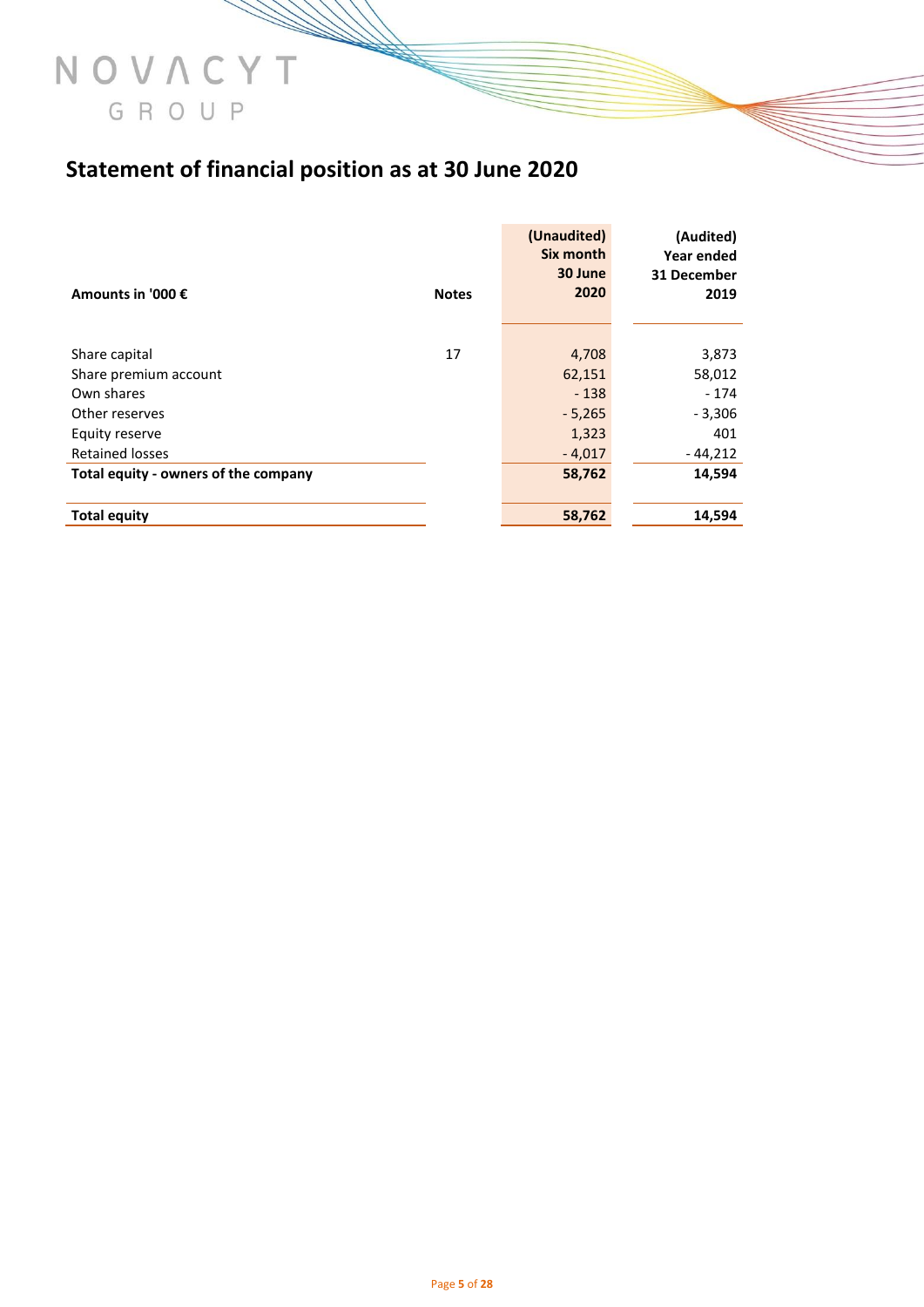# Statement of financial position as at 30 June 2020

| Amounts in '000 € | Notes | (Unaudited) Six month 30 June 2020 | (Audited) Year ended 31 December 2019 |
|---|---|---|---|
| Share capital | 17 | 4,708 | 3,873 |
| Share premium account | | 62,151 | 58,012 |
| Own shares | | - 138 | - 174 |
| Other reserves | | - 5,265 | - 3,306 |
| Equity reserve | | 1,323 | 401 |
| Retained losses | | - 4,017 | - 44,212 |
| **Total equity - owners of the company** | | **58,762** | **14,594** |
| **Total equity** | | **58,762** | **14,594** |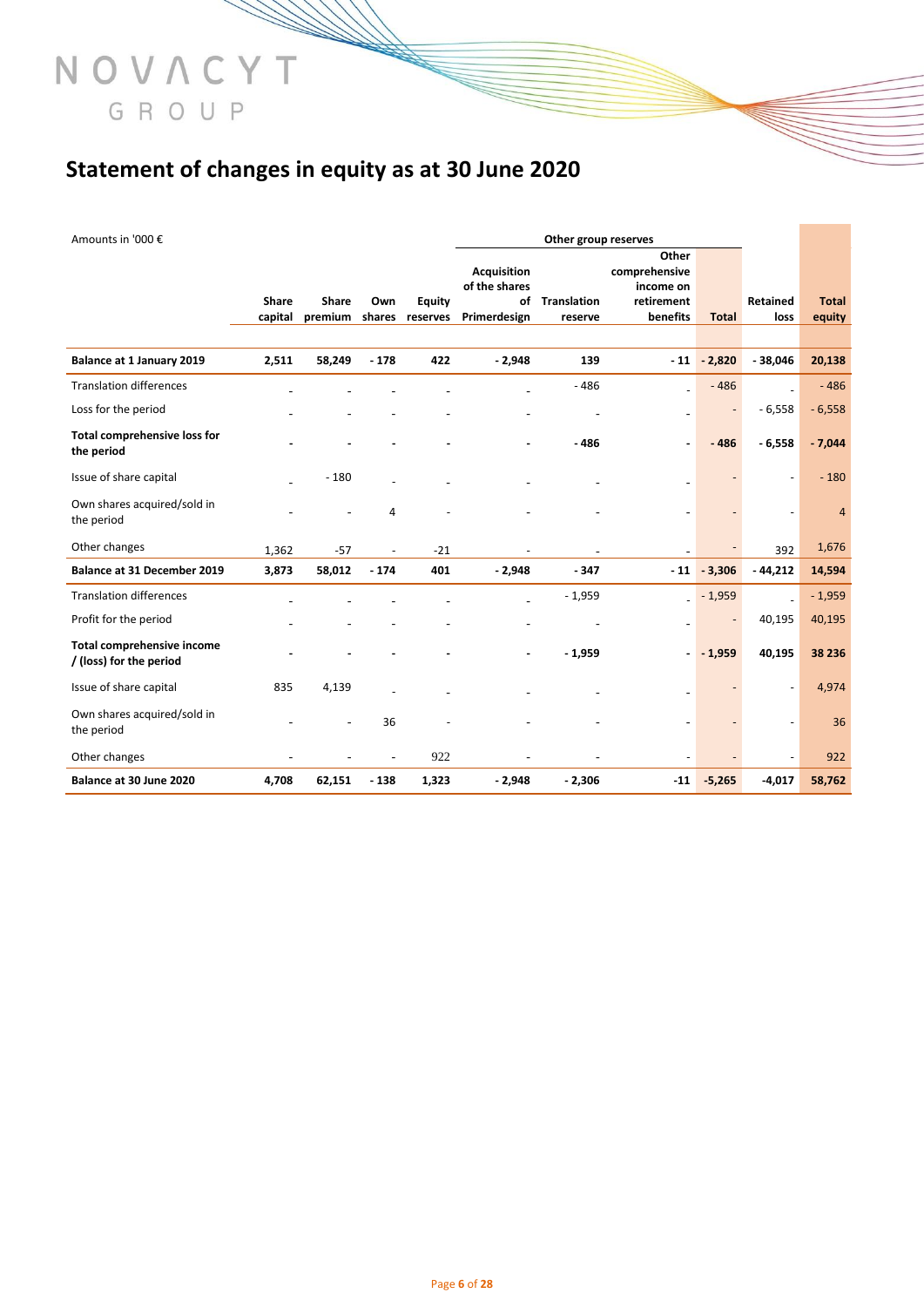# Statement of changes in equity as at 30 June 2020

| Amounts in '000 € | | | | | Other group reserves | | | | | |
|---|---|---|---|---|---|---|---|---|---|---|
| | Share capital | Share premium | Own shares | Equity reserves | Acquisition of the shares of Primerdesign | Translation reserve | Other comprehensive income on retirement benefits | Total | Retained loss | Total equity |
| **Balance at 1 January 2019** | **2,511** | **58,249** | **- 178** | **422** | **- 2,948** | **139** | **- 11** | **- 2,820** | **- 38,046** | **20,138** |
| Translation differences | - | - | - | - | - | - 486 | - | - 486 | - | - 486 |
| Loss for the period | - | - | - | - | - | - | - | - | - 6,558 | - 6,558 |
| **Total comprehensive loss for the period** | **-** | **-** | **-** | **-** | **-** | **- 486** | **-** | **- 486** | **- 6,558** | **- 7,044** |
| Issue of share capital | - | - 180 | - | - | - | - | - | - | - | - 180 |
| Own shares acquired/sold in the period | - | - | 4 | - | - | - | - | - | - | 4 |
| Other changes | 1,362 | -57 | - | -21 | - | - | - | - | 392 | 1,676 |
| **Balance at 31 December 2019** | **3,873** | **58,012** | **- 174** | **401** | **- 2,948** | **- 347** | **- 11** | **- 3,306** | **- 44,212** | **14,594** |
| Translation differences | - | - | - | - | - | - 1,959 | - | - 1,959 | - | - 1,959 |
| Profit for the period | - | - | - | - | - | - | - | - | 40,195 | 40,195 |
| **Total comprehensive income / (loss) for the period** | **-** | **-** | **-** | **-** | **-** | **- 1,959** | **-** | **- 1,959** | **40,195** | **38 236** |
| Issue of share capital | 835 | 4,139 | - | - | - | - | - | - | - | 4,974 |
| Own shares acquired/sold in the period | - | - | 36 | - | - | - | - | - | - | 36 |
| Other changes | - | - | - | 922 | - | - | - | - | - | 922 |
| **Balance at 30 June 2020** | **4,708** | **62,151** | **- 138** | **1,323** | **- 2,948** | **- 2,306** | **-11** | **-5,265** | **-4,017** | **58,762** |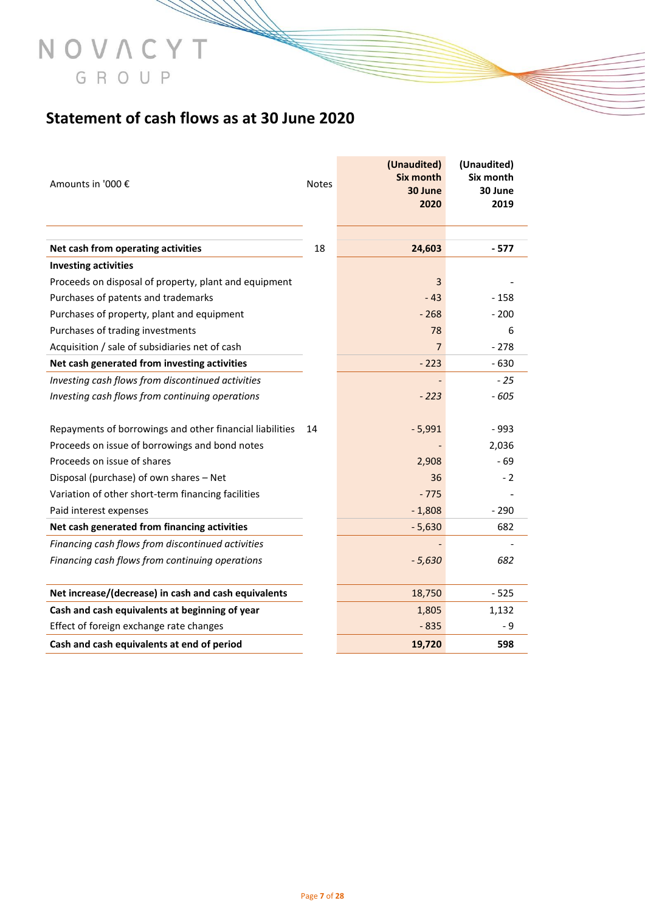## Statement of cash flows as at 30 June 2020

| Amounts in '000 € | Notes | (Unaudited) Six month 30 June 2020 | (Unaudited) Six month 30 June 2019 |
|---|---|---|---|
| **Net cash from operating activities** | 18 | **24,603** | **- 577** |
| **Investing activities** | | | |
| Proceeds on disposal of property, plant and equipment | | 3 | - |
| Purchases of patents and trademarks | | - 43 | - 158 |
| Purchases of property, plant and equipment | | - 268 | - 200 |
| Purchases of trading investments | | 78 | 6 |
| Acquisition / sale of subsidiaries net of cash | | 7 | - 278 |
| **Net cash generated from investing activities** | | - 223 | - 630 |
| *Investing cash flows from discontinued activities* | | *-* | *- 25* |
| *Investing cash flows from continuing operations* | | *- 223* | *- 605* |
| | | | |
| Repayments of borrowings and other financial liabilities | 14 | - 5,991 | - 993 |
| Proceeds on issue of borrowings and bond notes | | - | 2,036 |
| Proceeds on issue of shares | | 2,908 | - 69 |
| Disposal (purchase) of own shares – Net | | 36 | - 2 |
| Variation of other short-term financing facilities | | - 775 | - |
| Paid interest expenses | | - 1,808 | - 290 |
| **Net cash generated from financing activities** | | - 5,630 | 682 |
| *Financing cash flows from discontinued activities* | | *-* | *-* |
| *Financing cash flows from continuing operations* | | *- 5,630* | *682* |
| | | | |
| **Net increase/(decrease) in cash and cash equivalents** | | 18,750 | - 525 |
| **Cash and cash equivalents at beginning of year** | | 1,805 | 1,132 |
| Effect of foreign exchange rate changes | | - 835 | - 9 |
| **Cash and cash equivalents at end of period** | | **19,720** | **598** |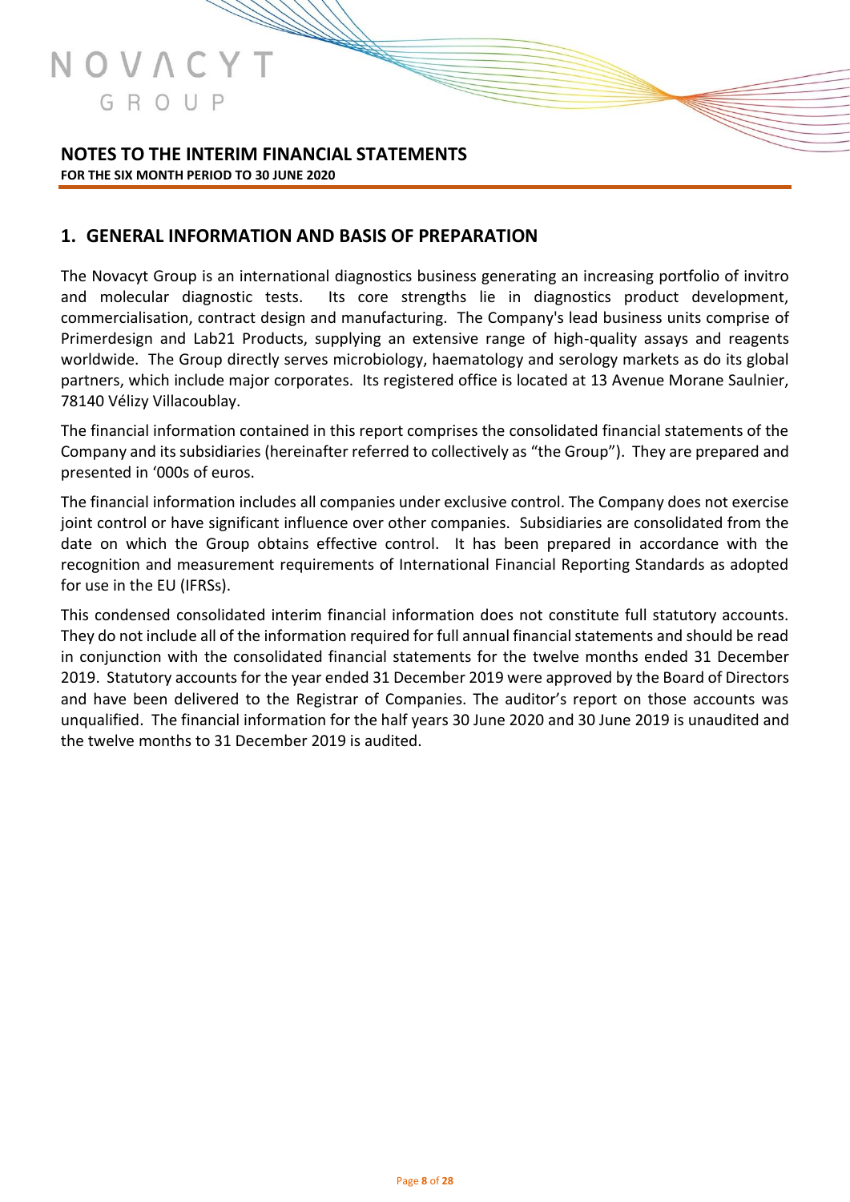# NOTES TO THE INTERIM FINANCIAL STATEMENTS

**FOR THE SIX MONTH PERIOD TO 30 JUNE 2020**

## 1. GENERAL INFORMATION AND BASIS OF PREPARATION

The Novacyt Group is an international diagnostics business generating an increasing portfolio of invitro and molecular diagnostic tests. Its core strengths lie in diagnostics product development, commercialisation, contract design and manufacturing. The Company's lead business units comprise of Primerdesign and Lab21 Products, supplying an extensive range of high-quality assays and reagents worldwide. The Group directly serves microbiology, haematology and serology markets as do its global partners, which include major corporates. Its registered office is located at 13 Avenue Morane Saulnier, 78140 Vélizy Villacoublay.

The financial information contained in this report comprises the consolidated financial statements of the Company and its subsidiaries (hereinafter referred to collectively as "the Group"). They are prepared and presented in '000s of euros.

The financial information includes all companies under exclusive control. The Company does not exercise joint control or have significant influence over other companies. Subsidiaries are consolidated from the date on which the Group obtains effective control. It has been prepared in accordance with the recognition and measurement requirements of International Financial Reporting Standards as adopted for use in the EU (IFRSs).

This condensed consolidated interim financial information does not constitute full statutory accounts. They do not include all of the information required for full annual financial statements and should be read in conjunction with the consolidated financial statements for the twelve months ended 31 December 2019. Statutory accounts for the year ended 31 December 2019 were approved by the Board of Directors and have been delivered to the Registrar of Companies. The auditor's report on those accounts was unqualified. The financial information for the half years 30 June 2020 and 30 June 2019 is unaudited and the twelve months to 31 December 2019 is audited.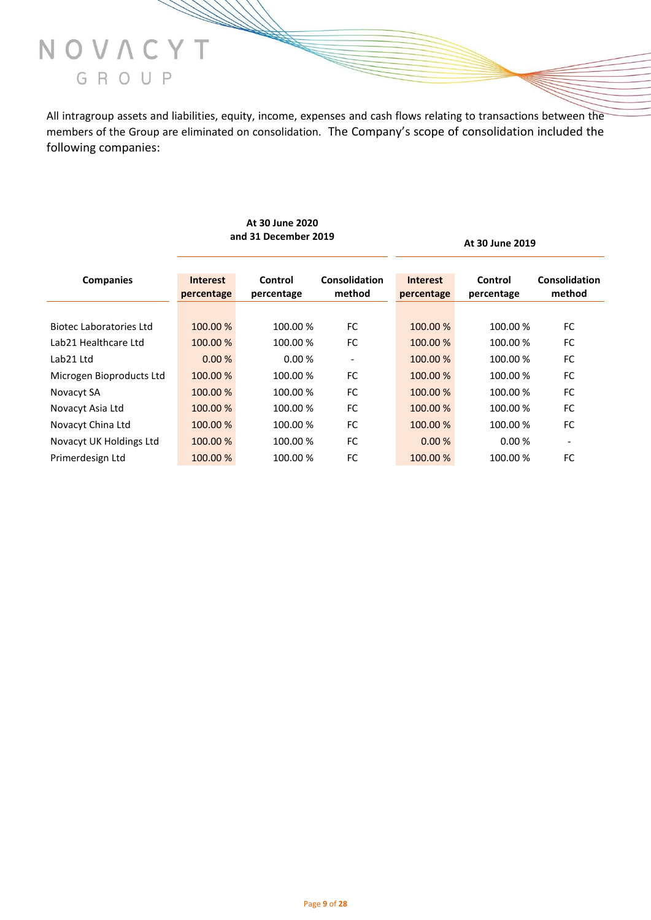All intragroup assets and liabilities, equity, income, expenses and cash flows relating to transactions between the members of the Group are eliminated on consolidation. The Company's scope of consolidation included the following companies:

| Companies | At 30 June 2020 and 31 December 2019 | | | At 30 June 2019 | | |
|---|---|---|---|---|---|---|
| | Interest percentage | Control percentage | Consolidation method | Interest percentage | Control percentage | Consolidation method |
| Biotec Laboratories Ltd | 100.00 % | 100.00 % | FC | 100.00 % | 100.00 % | FC |
| Lab21 Healthcare Ltd | 100.00 % | 100.00 % | FC | 100.00 % | 100.00 % | FC |
| Lab21 Ltd | 0.00 % | 0.00 % | - | 100.00 % | 100.00 % | FC |
| Microgen Bioproducts Ltd | 100.00 % | 100.00 % | FC | 100.00 % | 100.00 % | FC |
| Novacyt SA | 100.00 % | 100.00 % | FC | 100.00 % | 100.00 % | FC |
| Novacyt Asia Ltd | 100.00 % | 100.00 % | FC | 100.00 % | 100.00 % | FC |
| Novacyt China Ltd | 100.00 % | 100.00 % | FC | 100.00 % | 100.00 % | FC |
| Novacyt UK Holdings Ltd | 100.00 % | 100.00 % | FC | 0.00 % | 0.00 % | - |
| Primerdesign Ltd | 100.00 % | 100.00 % | FC | 100.00 % | 100.00 % | FC |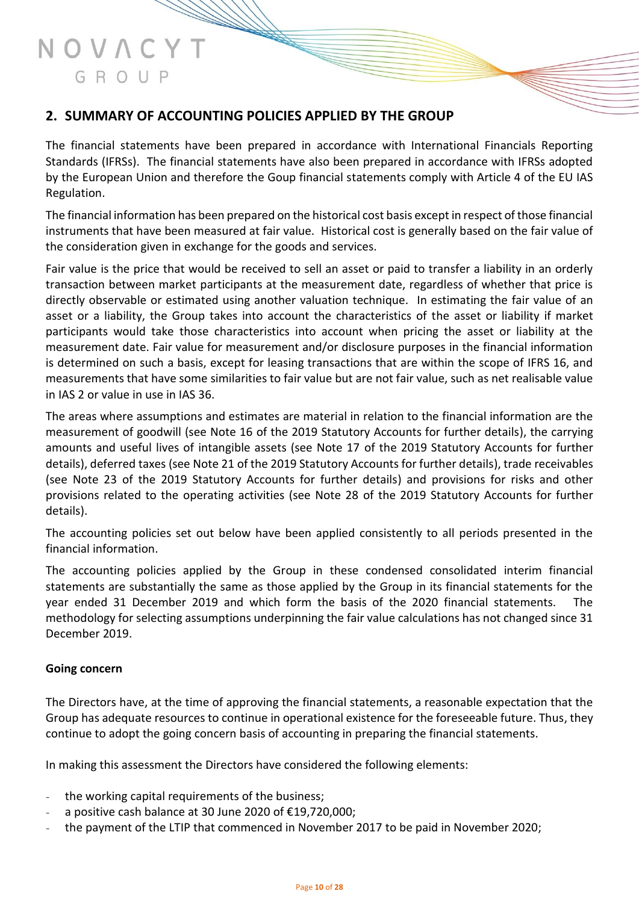## 2. SUMMARY OF ACCOUNTING POLICIES APPLIED BY THE GROUP

The financial statements have been prepared in accordance with International Financials Reporting Standards (IFRSs). The financial statements have also been prepared in accordance with IFRSs adopted by the European Union and therefore the Goup financial statements comply with Article 4 of the EU IAS Regulation.

The financial information has been prepared on the historical cost basis except in respect of those financial instruments that have been measured at fair value. Historical cost is generally based on the fair value of the consideration given in exchange for the goods and services.

Fair value is the price that would be received to sell an asset or paid to transfer a liability in an orderly transaction between market participants at the measurement date, regardless of whether that price is directly observable or estimated using another valuation technique. In estimating the fair value of an asset or a liability, the Group takes into account the characteristics of the asset or liability if market participants would take those characteristics into account when pricing the asset or liability at the measurement date. Fair value for measurement and/or disclosure purposes in the financial information is determined on such a basis, except for leasing transactions that are within the scope of IFRS 16, and measurements that have some similarities to fair value but are not fair value, such as net realisable value in IAS 2 or value in use in IAS 36.

The areas where assumptions and estimates are material in relation to the financial information are the measurement of goodwill (see Note 16 of the 2019 Statutory Accounts for further details), the carrying amounts and useful lives of intangible assets (see Note 17 of the 2019 Statutory Accounts for further details), deferred taxes (see Note 21 of the 2019 Statutory Accounts for further details), trade receivables (see Note 23 of the 2019 Statutory Accounts for further details) and provisions for risks and other provisions related to the operating activities (see Note 28 of the 2019 Statutory Accounts for further details).

The accounting policies set out below have been applied consistently to all periods presented in the financial information.

The accounting policies applied by the Group in these condensed consolidated interim financial statements are substantially the same as those applied by the Group in its financial statements for the year ended 31 December 2019 and which form the basis of the 2020 financial statements. The methodology for selecting assumptions underpinning the fair value calculations has not changed since 31 December 2019.

**Going concern**

The Directors have, at the time of approving the financial statements, a reasonable expectation that the Group has adequate resources to continue in operational existence for the foreseeable future. Thus, they continue to adopt the going concern basis of accounting in preparing the financial statements.

In making this assessment the Directors have considered the following elements:

- the working capital requirements of the business;
- a positive cash balance at 30 June 2020 of €19,720,000;
- the payment of the LTIP that commenced in November 2017 to be paid in November 2020;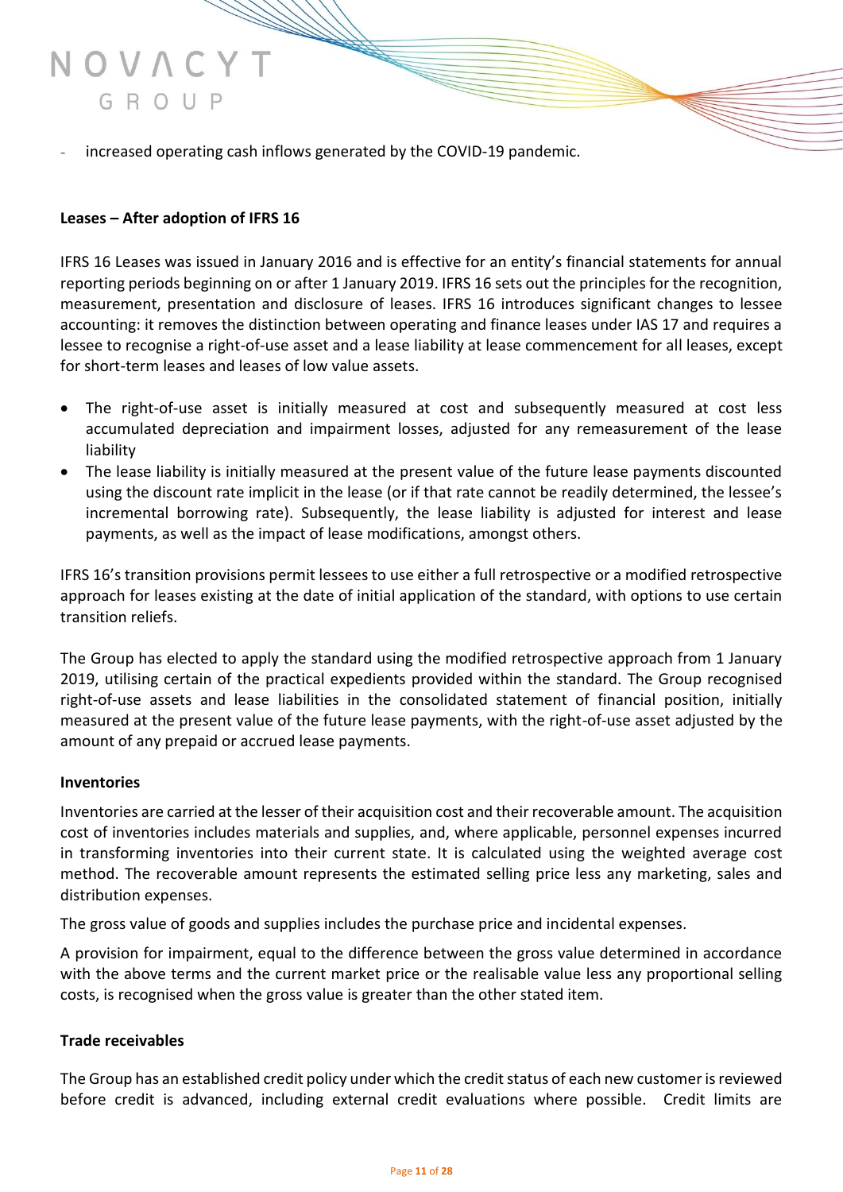- increased operating cash inflows generated by the COVID-19 pandemic.

**Leases – After adoption of IFRS 16**

IFRS 16 Leases was issued in January 2016 and is effective for an entity's financial statements for annual reporting periods beginning on or after 1 January 2019. IFRS 16 sets out the principles for the recognition, measurement, presentation and disclosure of leases. IFRS 16 introduces significant changes to lessee accounting: it removes the distinction between operating and finance leases under IAS 17 and requires a lessee to recognise a right-of-use asset and a lease liability at lease commencement for all leases, except for short-term leases and leases of low value assets.

- The right-of-use asset is initially measured at cost and subsequently measured at cost less accumulated depreciation and impairment losses, adjusted for any remeasurement of the lease liability
- The lease liability is initially measured at the present value of the future lease payments discounted using the discount rate implicit in the lease (or if that rate cannot be readily determined, the lessee's incremental borrowing rate). Subsequently, the lease liability is adjusted for interest and lease payments, as well as the impact of lease modifications, amongst others.

IFRS 16's transition provisions permit lessees to use either a full retrospective or a modified retrospective approach for leases existing at the date of initial application of the standard, with options to use certain transition reliefs.

The Group has elected to apply the standard using the modified retrospective approach from 1 January 2019, utilising certain of the practical expedients provided within the standard. The Group recognised right-of-use assets and lease liabilities in the consolidated statement of financial position, initially measured at the present value of the future lease payments, with the right-of-use asset adjusted by the amount of any prepaid or accrued lease payments.

**Inventories**

Inventories are carried at the lesser of their acquisition cost and their recoverable amount. The acquisition cost of inventories includes materials and supplies, and, where applicable, personnel expenses incurred in transforming inventories into their current state. It is calculated using the weighted average cost method. The recoverable amount represents the estimated selling price less any marketing, sales and distribution expenses.

The gross value of goods and supplies includes the purchase price and incidental expenses.

A provision for impairment, equal to the difference between the gross value determined in accordance with the above terms and the current market price or the realisable value less any proportional selling costs, is recognised when the gross value is greater than the other stated item.

**Trade receivables**

The Group has an established credit policy under which the credit status of each new customer is reviewed before credit is advanced, including external credit evaluations where possible. Credit limits are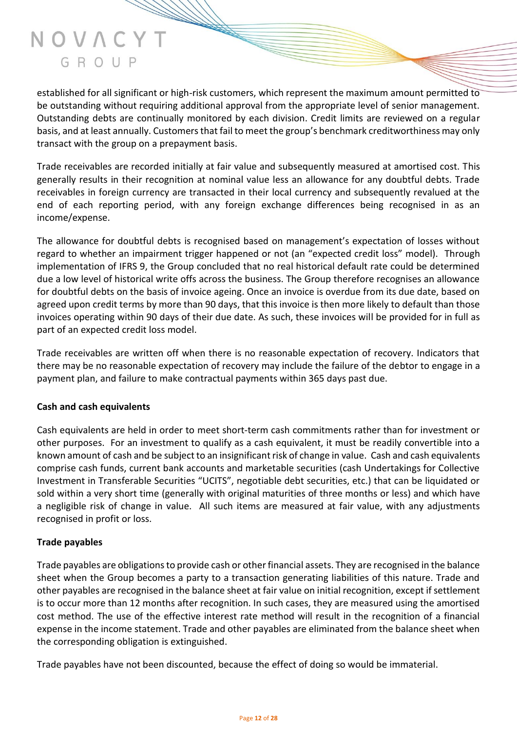established for all significant or high-risk customers, which represent the maximum amount permitted to be outstanding without requiring additional approval from the appropriate level of senior management. Outstanding debts are continually monitored by each division. Credit limits are reviewed on a regular basis, and at least annually. Customers that fail to meet the group's benchmark creditworthiness may only transact with the group on a prepayment basis.

Trade receivables are recorded initially at fair value and subsequently measured at amortised cost. This generally results in their recognition at nominal value less an allowance for any doubtful debts. Trade receivables in foreign currency are transacted in their local currency and subsequently revalued at the end of each reporting period, with any foreign exchange differences being recognised in as an income/expense.

The allowance for doubtful debts is recognised based on management's expectation of losses without regard to whether an impairment trigger happened or not (an "expected credit loss" model). Through implementation of IFRS 9, the Group concluded that no real historical default rate could be determined due a low level of historical write offs across the business. The Group therefore recognises an allowance for doubtful debts on the basis of invoice ageing. Once an invoice is overdue from its due date, based on agreed upon credit terms by more than 90 days, that this invoice is then more likely to default than those invoices operating within 90 days of their due date. As such, these invoices will be provided for in full as part of an expected credit loss model.

Trade receivables are written off when there is no reasonable expectation of recovery. Indicators that there may be no reasonable expectation of recovery may include the failure of the debtor to engage in a payment plan, and failure to make contractual payments within 365 days past due.

**Cash and cash equivalents**

Cash equivalents are held in order to meet short-term cash commitments rather than for investment or other purposes. For an investment to qualify as a cash equivalent, it must be readily convertible into a known amount of cash and be subject to an insignificant risk of change in value. Cash and cash equivalents comprise cash funds, current bank accounts and marketable securities (cash Undertakings for Collective Investment in Transferable Securities "UCITS", negotiable debt securities, etc.) that can be liquidated or sold within a very short time (generally with original maturities of three months or less) and which have a negligible risk of change in value. All such items are measured at fair value, with any adjustments recognised in profit or loss.

**Trade payables**

Trade payables are obligations to provide cash or other financial assets. They are recognised in the balance sheet when the Group becomes a party to a transaction generating liabilities of this nature. Trade and other payables are recognised in the balance sheet at fair value on initial recognition, except if settlement is to occur more than 12 months after recognition. In such cases, they are measured using the amortised cost method. The use of the effective interest rate method will result in the recognition of a financial expense in the income statement. Trade and other payables are eliminated from the balance sheet when the corresponding obligation is extinguished.

Trade payables have not been discounted, because the effect of doing so would be immaterial.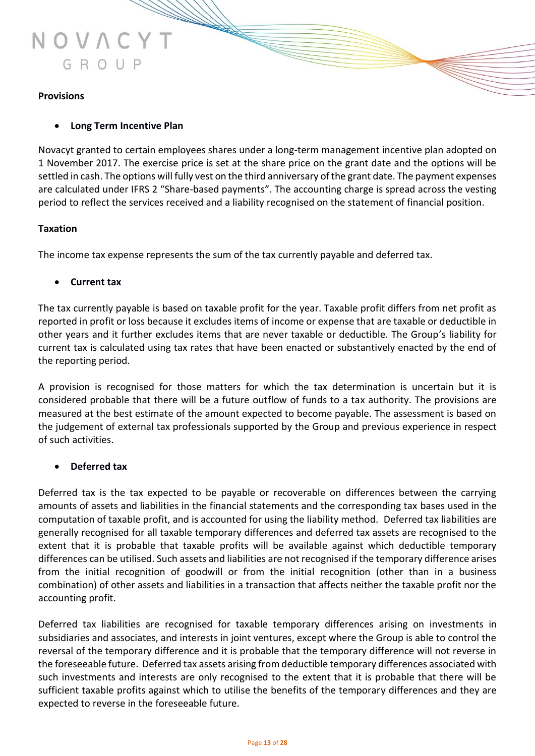**Provisions**

- **Long Term Incentive Plan**

Novacyt granted to certain employees shares under a long-term management incentive plan adopted on 1 November 2017. The exercise price is set at the share price on the grant date and the options will be settled in cash. The options will fully vest on the third anniversary of the grant date. The payment expenses are calculated under IFRS 2 "Share-based payments". The accounting charge is spread across the vesting period to reflect the services received and a liability recognised on the statement of financial position.

**Taxation**

The income tax expense represents the sum of the tax currently payable and deferred tax.

- **Current tax**

The tax currently payable is based on taxable profit for the year. Taxable profit differs from net profit as reported in profit or loss because it excludes items of income or expense that are taxable or deductible in other years and it further excludes items that are never taxable or deductible. The Group's liability for current tax is calculated using tax rates that have been enacted or substantively enacted by the end of the reporting period.

A provision is recognised for those matters for which the tax determination is uncertain but it is considered probable that there will be a future outflow of funds to a tax authority. The provisions are measured at the best estimate of the amount expected to become payable. The assessment is based on the judgement of external tax professionals supported by the Group and previous experience in respect of such activities.

- **Deferred tax**

Deferred tax is the tax expected to be payable or recoverable on differences between the carrying amounts of assets and liabilities in the financial statements and the corresponding tax bases used in the computation of taxable profit, and is accounted for using the liability method. Deferred tax liabilities are generally recognised for all taxable temporary differences and deferred tax assets are recognised to the extent that it is probable that taxable profits will be available against which deductible temporary differences can be utilised. Such assets and liabilities are not recognised if the temporary difference arises from the initial recognition of goodwill or from the initial recognition (other than in a business combination) of other assets and liabilities in a transaction that affects neither the taxable profit nor the accounting profit.

Deferred tax liabilities are recognised for taxable temporary differences arising on investments in subsidiaries and associates, and interests in joint ventures, except where the Group is able to control the reversal of the temporary difference and it is probable that the temporary difference will not reverse in the foreseeable future. Deferred tax assets arising from deductible temporary differences associated with such investments and interests are only recognised to the extent that it is probable that there will be sufficient taxable profits against which to utilise the benefits of the temporary differences and they are expected to reverse in the foreseeable future.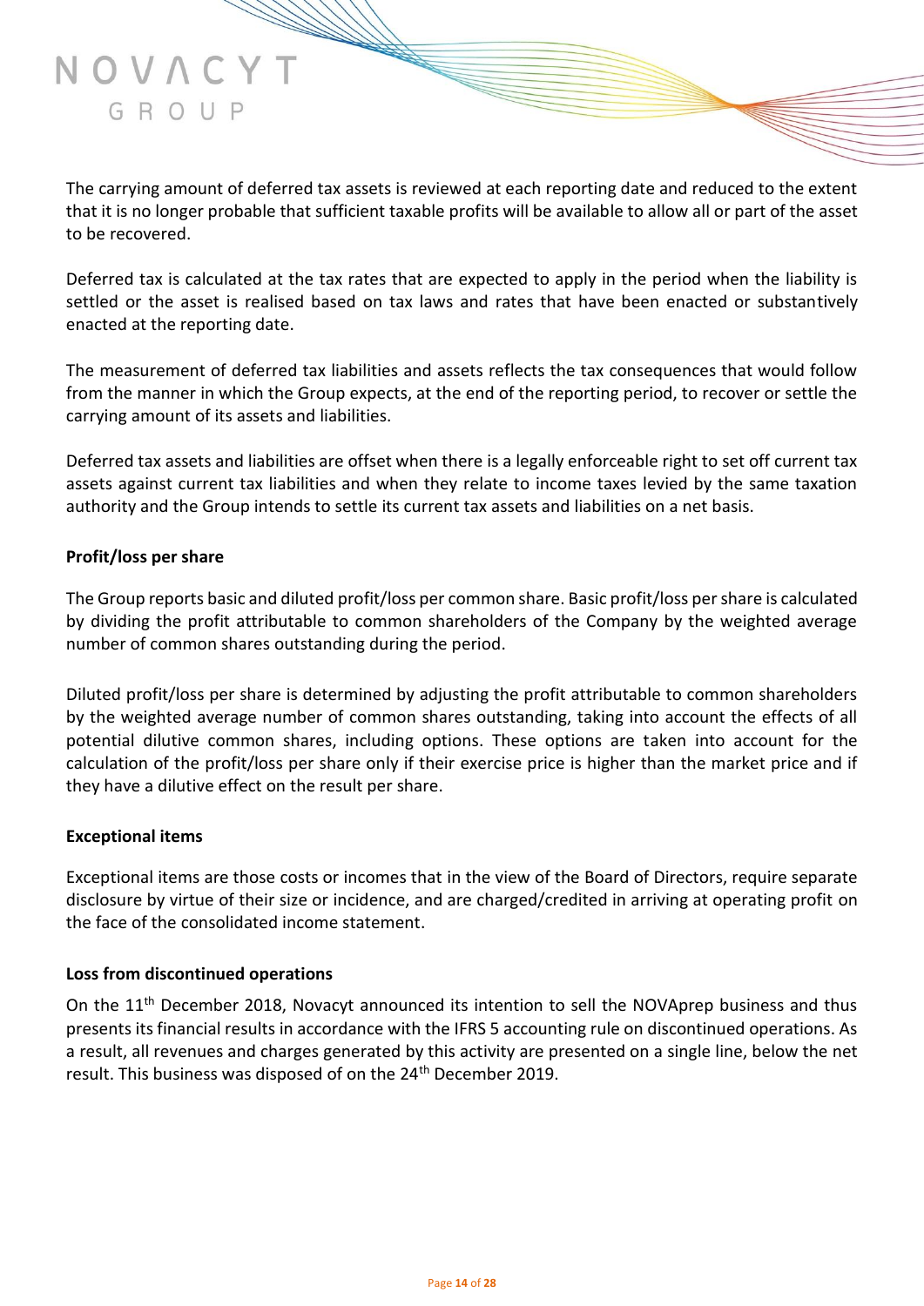The carrying amount of deferred tax assets is reviewed at each reporting date and reduced to the extent that it is no longer probable that sufficient taxable profits will be available to allow all or part of the asset to be recovered.

Deferred tax is calculated at the tax rates that are expected to apply in the period when the liability is settled or the asset is realised based on tax laws and rates that have been enacted or substantively enacted at the reporting date.

The measurement of deferred tax liabilities and assets reflects the tax consequences that would follow from the manner in which the Group expects, at the end of the reporting period, to recover or settle the carrying amount of its assets and liabilities.

Deferred tax assets and liabilities are offset when there is a legally enforceable right to set off current tax assets against current tax liabilities and when they relate to income taxes levied by the same taxation authority and the Group intends to settle its current tax assets and liabilities on a net basis.

**Profit/loss per share**

The Group reports basic and diluted profit/loss per common share. Basic profit/loss per share is calculated by dividing the profit attributable to common shareholders of the Company by the weighted average number of common shares outstanding during the period.

Diluted profit/loss per share is determined by adjusting the profit attributable to common shareholders by the weighted average number of common shares outstanding, taking into account the effects of all potential dilutive common shares, including options. These options are taken into account for the calculation of the profit/loss per share only if their exercise price is higher than the market price and if they have a dilutive effect on the result per share.

**Exceptional items**

Exceptional items are those costs or incomes that in the view of the Board of Directors, require separate disclosure by virtue of their size or incidence, and are charged/credited in arriving at operating profit on the face of the consolidated income statement.

**Loss from discontinued operations**

On the 11th December 2018, Novacyt announced its intention to sell the NOVAprep business and thus presents its financial results in accordance with the IFRS 5 accounting rule on discontinued operations. As a result, all revenues and charges generated by this activity are presented on a single line, below the net result. This business was disposed of on the 24th December 2019.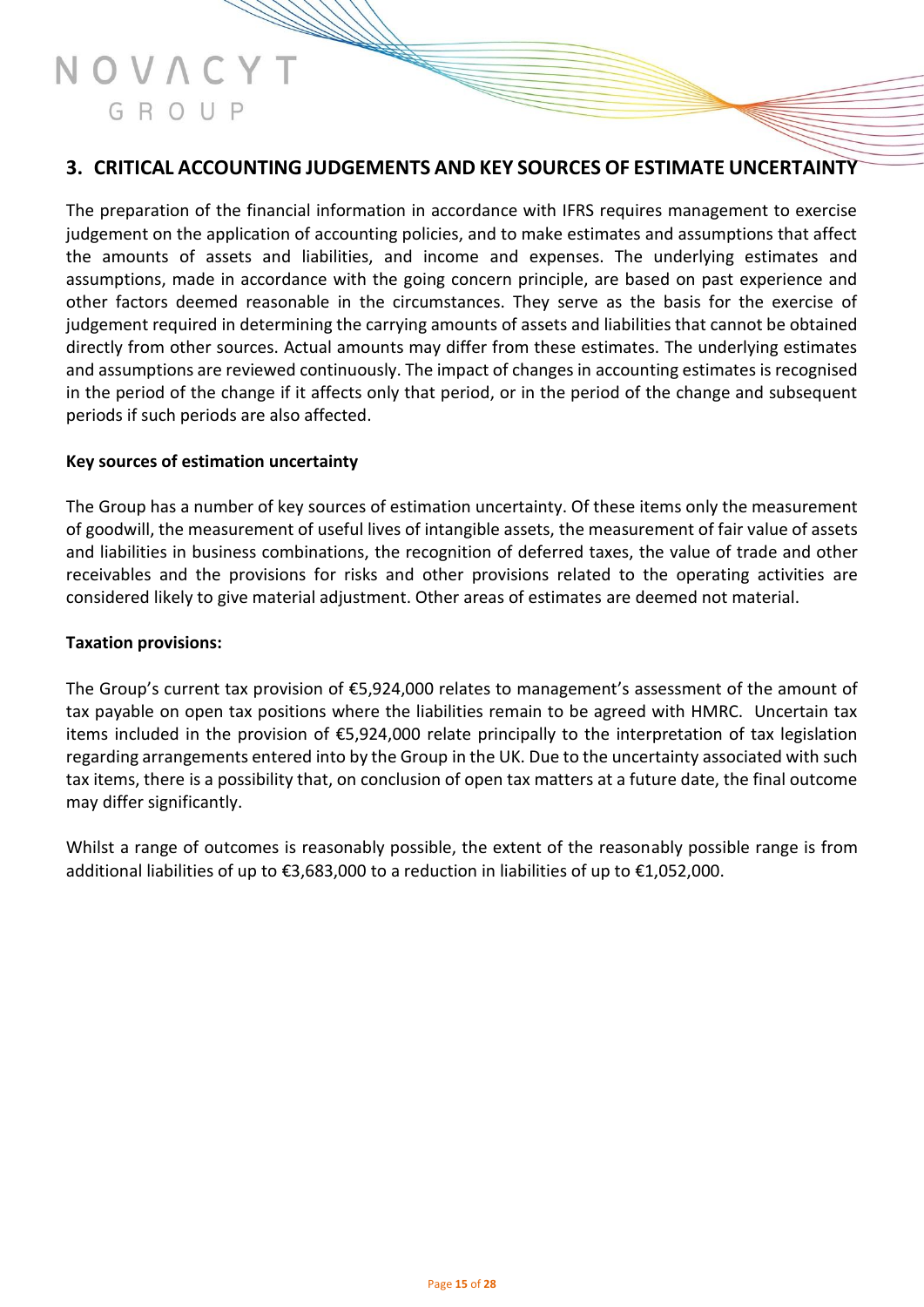## 3. CRITICAL ACCOUNTING JUDGEMENTS AND KEY SOURCES OF ESTIMATE UNCERTAINTY

The preparation of the financial information in accordance with IFRS requires management to exercise judgement on the application of accounting policies, and to make estimates and assumptions that affect the amounts of assets and liabilities, and income and expenses. The underlying estimates and assumptions, made in accordance with the going concern principle, are based on past experience and other factors deemed reasonable in the circumstances. They serve as the basis for the exercise of judgement required in determining the carrying amounts of assets and liabilities that cannot be obtained directly from other sources. Actual amounts may differ from these estimates. The underlying estimates and assumptions are reviewed continuously. The impact of changes in accounting estimates is recognised in the period of the change if it affects only that period, or in the period of the change and subsequent periods if such periods are also affected.

**Key sources of estimation uncertainty**

The Group has a number of key sources of estimation uncertainty. Of these items only the measurement of goodwill, the measurement of useful lives of intangible assets, the measurement of fair value of assets and liabilities in business combinations, the recognition of deferred taxes, the value of trade and other receivables and the provisions for risks and other provisions related to the operating activities are considered likely to give material adjustment. Other areas of estimates are deemed not material.

**Taxation provisions:**

The Group's current tax provision of €5,924,000 relates to management's assessment of the amount of tax payable on open tax positions where the liabilities remain to be agreed with HMRC. Uncertain tax items included in the provision of €5,924,000 relate principally to the interpretation of tax legislation regarding arrangements entered into by the Group in the UK. Due to the uncertainty associated with such tax items, there is a possibility that, on conclusion of open tax matters at a future date, the final outcome may differ significantly.

Whilst a range of outcomes is reasonably possible, the extent of the reasonably possible range is from additional liabilities of up to €3,683,000 to a reduction in liabilities of up to €1,052,000.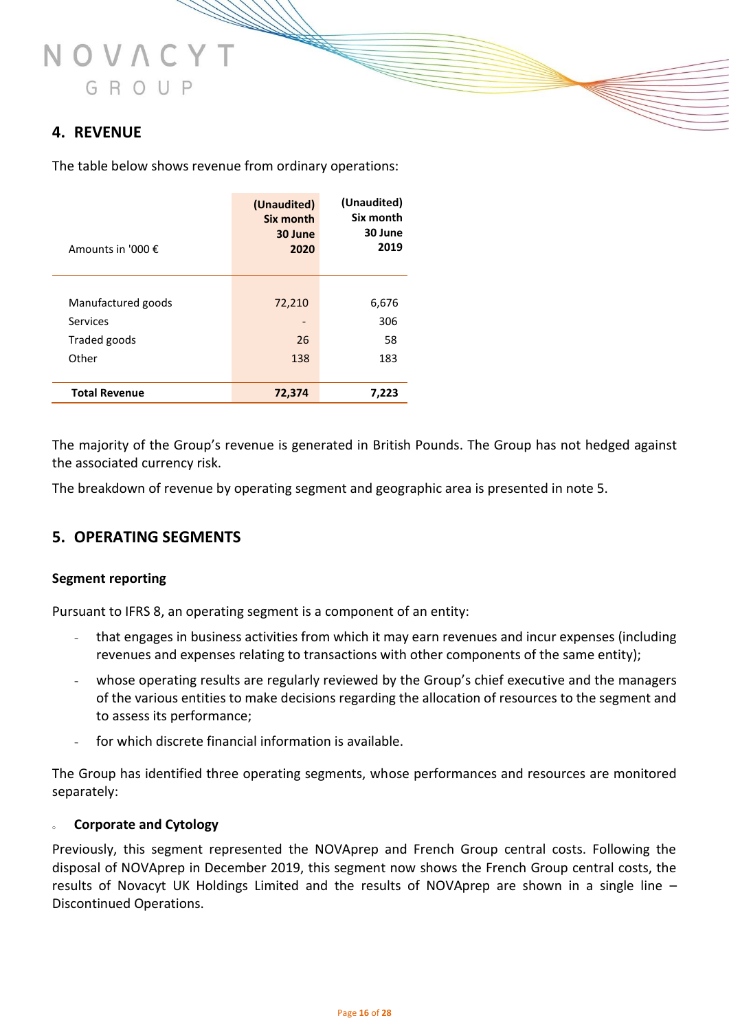## 4. REVENUE

The table below shows revenue from ordinary operations:

| Amounts in '000 € | (Unaudited) Six month 30 June 2020 | (Unaudited) Six month 30 June 2019 |
|---|---|---|
| Manufactured goods | 72,210 | 6,676 |
| Services | - | 306 |
| Traded goods | 26 | 58 |
| Other | 138 | 183 |
| **Total Revenue** | **72,374** | **7,223** |

The majority of the Group's revenue is generated in British Pounds. The Group has not hedged against the associated currency risk.

The breakdown of revenue by operating segment and geographic area is presented in note 5.

## 5. OPERATING SEGMENTS

### Segment reporting

Pursuant to IFRS 8, an operating segment is a component of an entity:

- that engages in business activities from which it may earn revenues and incur expenses (including revenues and expenses relating to transactions with other components of the same entity);
- whose operating results are regularly reviewed by the Group's chief executive and the managers of the various entities to make decisions regarding the allocation of resources to the segment and to assess its performance;
- for which discrete financial information is available.

The Group has identified three operating segments, whose performances and resources are monitored separately:

- **Corporate and Cytology**

Previously, this segment represented the NOVAprep and French Group central costs. Following the disposal of NOVAprep in December 2019, this segment now shows the French Group central costs, the results of Novacyt UK Holdings Limited and the results of NOVAprep are shown in a single line – Discontinued Operations.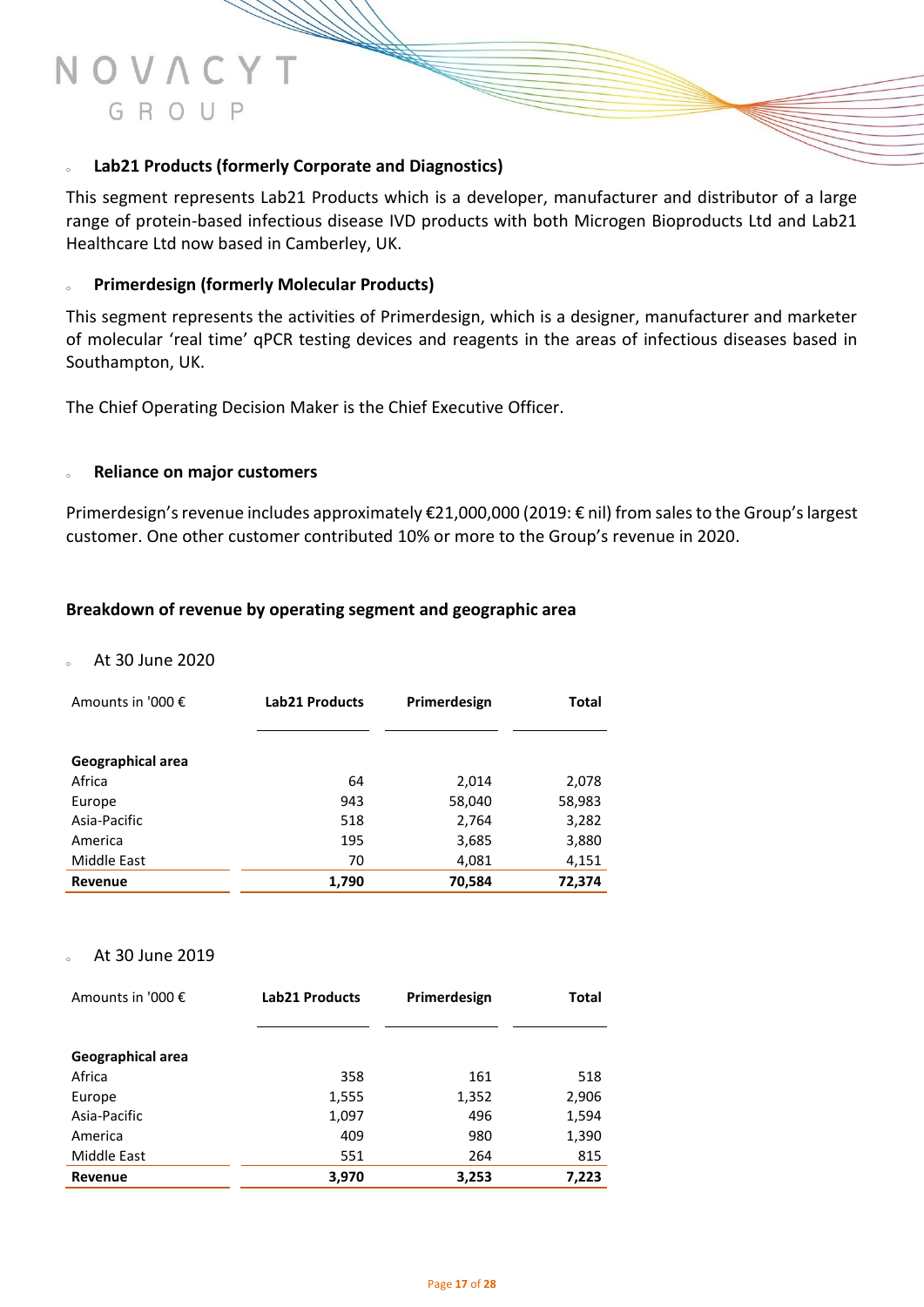- **Lab21 Products (formerly Corporate and Diagnostics)**

This segment represents Lab21 Products which is a developer, manufacturer and distributor of a large range of protein-based infectious disease IVD products with both Microgen Bioproducts Ltd and Lab21 Healthcare Ltd now based in Camberley, UK.

- **Primerdesign (formerly Molecular Products)**

This segment represents the activities of Primerdesign, which is a designer, manufacturer and marketer of molecular 'real time' qPCR testing devices and reagents in the areas of infectious diseases based in Southampton, UK.

The Chief Operating Decision Maker is the Chief Executive Officer.

- **Reliance on major customers**

Primerdesign's revenue includes approximately €21,000,000 (2019: € nil) from sales to the Group's largest customer. One other customer contributed 10% or more to the Group's revenue in 2020.

**Breakdown of revenue by operating segment and geographic area**

- At 30 June 2020

| Amounts in '000 € | Lab21 Products | Primerdesign | Total |
|---|---|---|---|
| **Geographical area** | | | |
| Africa | 64 | 2,014 | 2,078 |
| Europe | 943 | 58,040 | 58,983 |
| Asia-Pacific | 518 | 2,764 | 3,282 |
| America | 195 | 3,685 | 3,880 |
| Middle East | 70 | 4,081 | 4,151 |
| **Revenue** | **1,790** | **70,584** | **72,374** |

- At 30 June 2019

| Amounts in '000 € | Lab21 Products | Primerdesign | Total |
|---|---|---|---|
| **Geographical area** | | | |
| Africa | 358 | 161 | 518 |
| Europe | 1,555 | 1,352 | 2,906 |
| Asia-Pacific | 1,097 | 496 | 1,594 |
| America | 409 | 980 | 1,390 |
| Middle East | 551 | 264 | 815 |
| **Revenue** | **3,970** | **3,253** | **7,223** |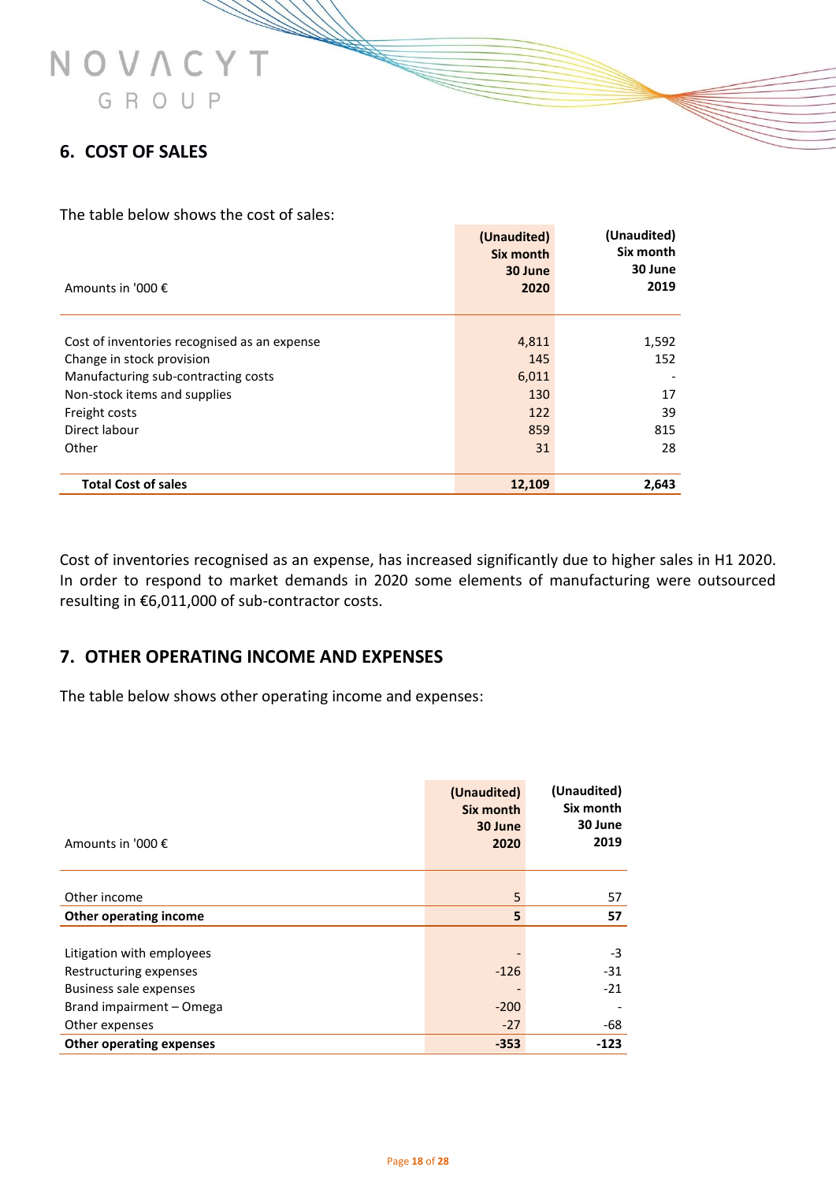## 6. COST OF SALES

The table below shows the cost of sales:

| Amounts in '000 € | (Unaudited) Six month 30 June 2020 | (Unaudited) Six month 30 June 2019 |
|---|---|---|
| Cost of inventories recognised as an expense | 4,811 | 1,592 |
| Change in stock provision | 145 | 152 |
| Manufacturing sub-contracting costs | 6,011 | - |
| Non-stock items and supplies | 130 | 17 |
| Freight costs | 122 | 39 |
| Direct labour | 859 | 815 |
| Other | 31 | 28 |
| **Total Cost of sales** | **12,109** | **2,643** |

Cost of inventories recognised as an expense, has increased significantly due to higher sales in H1 2020. In order to respond to market demands in 2020 some elements of manufacturing were outsourced resulting in €6,011,000 of sub-contractor costs.

## 7. OTHER OPERATING INCOME AND EXPENSES

The table below shows other operating income and expenses:

| Amounts in '000 € | (Unaudited) Six month 30 June 2020 | (Unaudited) Six month 30 June 2019 |
|---|---|---|
| Other income | 5 | 57 |
| **Other operating income** | **5** | **57** |
| Litigation with employees | - | -3 |
| Restructuring expenses | -126 | -31 |
| Business sale expenses | - | -21 |
| Brand impairment – Omega | -200 | - |
| Other expenses | -27 | -68 |
| **Other operating expenses** | **-353** | **-123** |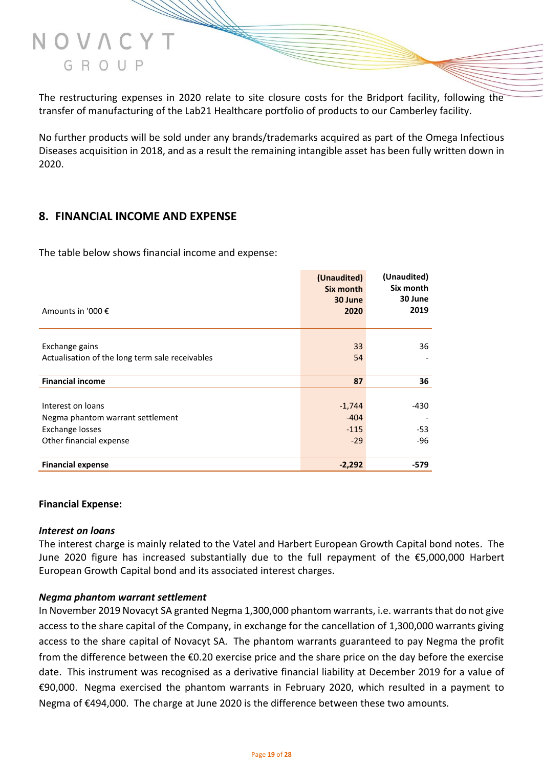The restructuring expenses in 2020 relate to site closure costs for the Bridport facility, following the transfer of manufacturing of the Lab21 Healthcare portfolio of products to our Camberley facility.

No further products will be sold under any brands/trademarks acquired as part of the Omega Infectious Diseases acquisition in 2018, and as a result the remaining intangible asset has been fully written down in 2020.

## 8. FINANCIAL INCOME AND EXPENSE

The table below shows financial income and expense:

| Amounts in '000 € | (Unaudited) Six month 30 June 2020 | (Unaudited) Six month 30 June 2019 |
|---|---|---|
| Exchange gains | 33 | 36 |
| Actualisation of the long term sale receivables | 54 | - |
| **Financial income** | **87** | **36** |
| Interest on loans | -1,744 | -430 |
| Negma phantom warrant settlement | -404 | - |
| Exchange losses | -115 | -53 |
| Other financial expense | -29 | -96 |
| **Financial expense** | **-2,292** | **-579** |

**Financial Expense:**

***Interest on loans***

The interest charge is mainly related to the Vatel and Harbert European Growth Capital bond notes. The June 2020 figure has increased substantially due to the full repayment of the €5,000,000 Harbert European Growth Capital bond and its associated interest charges.

***Negma phantom warrant settlement***

In November 2019 Novacyt SA granted Negma 1,300,000 phantom warrants, i.e. warrants that do not give access to the share capital of the Company, in exchange for the cancellation of 1,300,000 warrants giving access to the share capital of Novacyt SA. The phantom warrants guaranteed to pay Negma the profit from the difference between the €0.20 exercise price and the share price on the day before the exercise date. This instrument was recognised as a derivative financial liability at December 2019 for a value of €90,000. Negma exercised the phantom warrants in February 2020, which resulted in a payment to Negma of €494,000. The charge at June 2020 is the difference between these two amounts.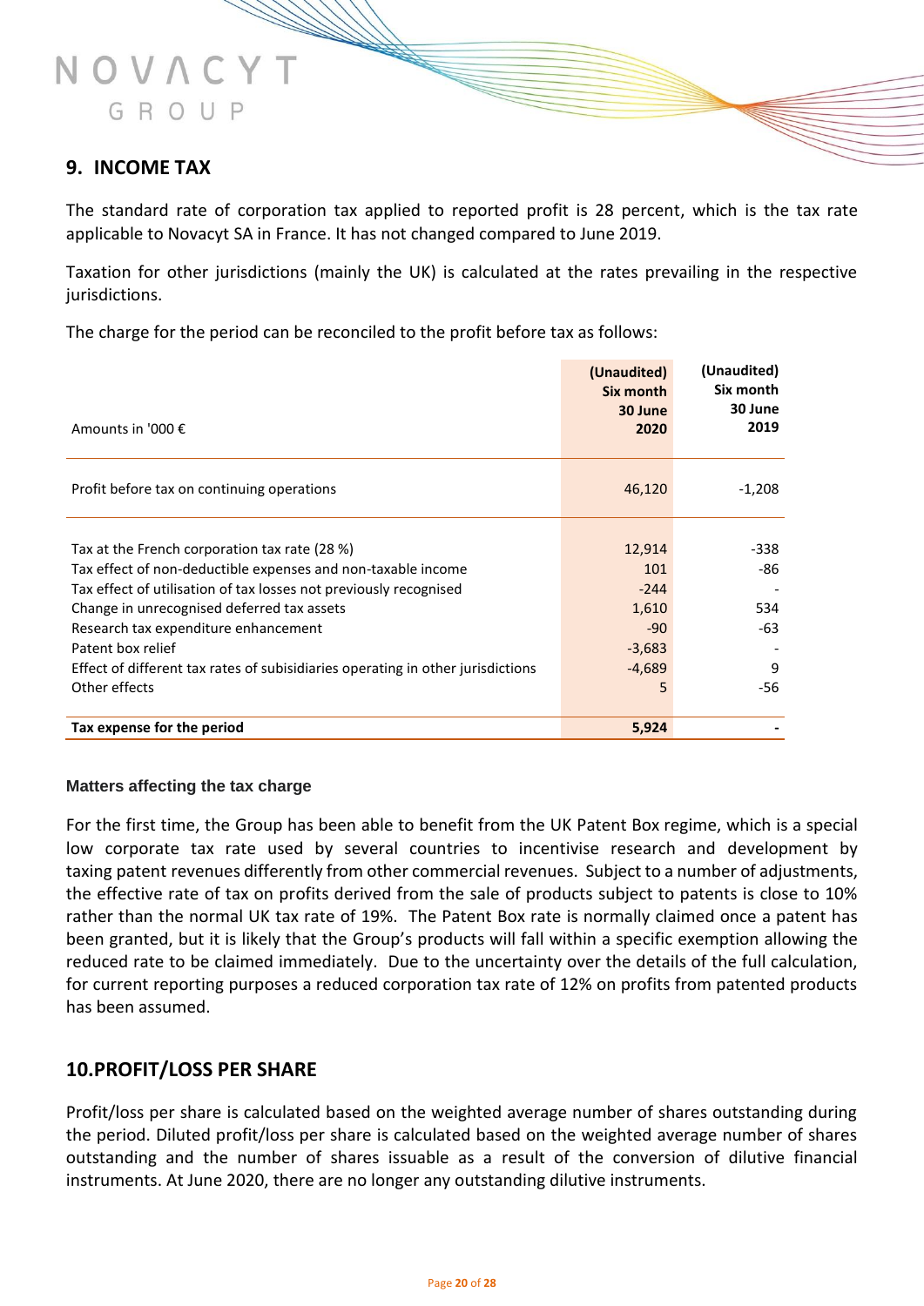## 9. INCOME TAX

The standard rate of corporation tax applied to reported profit is 28 percent, which is the tax rate applicable to Novacyt SA in France. It has not changed compared to June 2019.

Taxation for other jurisdictions (mainly the UK) is calculated at the rates prevailing in the respective jurisdictions.

The charge for the period can be reconciled to the profit before tax as follows:

| Amounts in '000 € | (Unaudited) Six month 30 June 2020 | (Unaudited) Six month 30 June 2019 |
|---|---|---|
| Profit before tax on continuing operations | 46,120 | -1,208 |
| Tax at the French corporation tax rate (28 %) | 12,914 | -338 |
| Tax effect of non-deductible expenses and non-taxable income | 101 | -86 |
| Tax effect of utilisation of tax losses not previously recognised | -244 | - |
| Change in unrecognised deferred tax assets | 1,610 | 534 |
| Research tax expenditure enhancement | -90 | -63 |
| Patent box relief | -3,683 | - |
| Effect of different tax rates of subisidiaries operating in other jurisdictions | -4,689 | 9 |
| Other effects | 5 | -56 |
| **Tax expense for the period** | **5,924** | **-** |

### Matters affecting the tax charge

For the first time, the Group has been able to benefit from the UK Patent Box regime, which is a special low corporate tax rate used by several countries to incentivise research and development by taxing patent revenues differently from other commercial revenues. Subject to a number of adjustments, the effective rate of tax on profits derived from the sale of products subject to patents is close to 10% rather than the normal UK tax rate of 19%. The Patent Box rate is normally claimed once a patent has been granted, but it is likely that the Group's products will fall within a specific exemption allowing the reduced rate to be claimed immediately. Due to the uncertainty over the details of the full calculation, for current reporting purposes a reduced corporation tax rate of 12% on profits from patented products has been assumed.

## 10.PROFIT/LOSS PER SHARE

Profit/loss per share is calculated based on the weighted average number of shares outstanding during the period. Diluted profit/loss per share is calculated based on the weighted average number of shares outstanding and the number of shares issuable as a result of the conversion of dilutive financial instruments. At June 2020, there are no longer any outstanding dilutive instruments.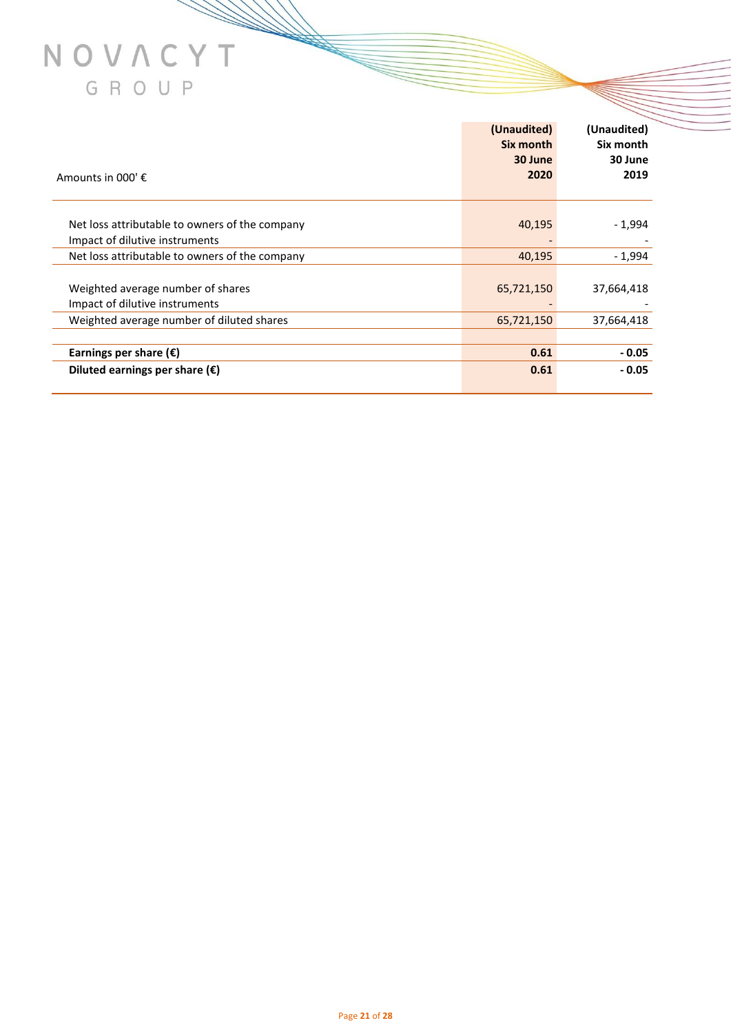| Amounts in 000' € | (Unaudited) Six month 30 June 2020 | (Unaudited) Six month 30 June 2019 |
|---|---|---|
| Net loss attributable to owners of the company | 40,195 | - 1,994 |
| Impact of dilutive instruments | - | - |
| Net loss attributable to owners of the company | 40,195 | - 1,994 |
| Weighted average number of shares | 65,721,150 | 37,664,418 |
| Impact of dilutive instruments | - | - |
| Weighted average number of diluted shares | 65,721,150 | 37,664,418 |
| **Earnings per share (€)** | **0.61** | **- 0.05** |
| **Diluted earnings per share (€)** | **0.61** | **- 0.05** |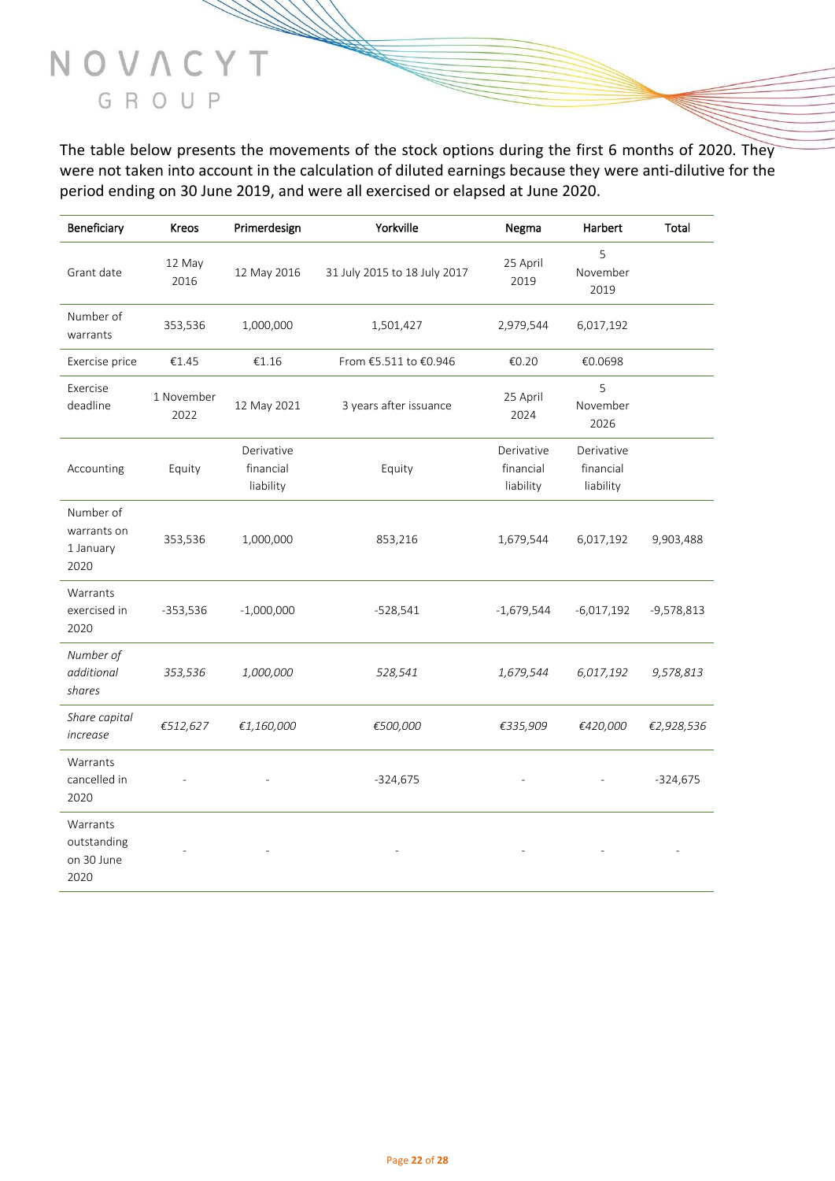The table below presents the movements of the stock options during the first 6 months of 2020. They were not taken into account in the calculation of diluted earnings because they were anti-dilutive for the period ending on 30 June 2019, and were all exercised or elapsed at June 2020.

| Beneficiary | Kreos | Primerdesign | Yorkville | Negma | Harbert | Total |
|---|---|---|---|---|---|---|
| Grant date | 12 May 2016 | 12 May 2016 | 31 July 2015 to 18 July 2017 | 25 April 2019 | 5 November 2019 | |
| Number of warrants | 353,536 | 1,000,000 | 1,501,427 | 2,979,544 | 6,017,192 | |
| Exercise price | €1.45 | €1.16 | From €5.511 to €0.946 | €0.20 | €0.0698 | |
| Exercise deadline | 1 November 2022 | 12 May 2021 | 3 years after issuance | 25 April 2024 | 5 November 2026 | |
| Accounting | Equity | Derivative financial liability | Equity | Derivative financial liability | Derivative financial liability | |
| Number of warrants on 1 January 2020 | 353,536 | 1,000,000 | 853,216 | 1,679,544 | 6,017,192 | 9,903,488 |
| Warrants exercised in 2020 | -353,536 | -1,000,000 | -528,541 | -1,679,544 | -6,017,192 | -9,578,813 |
| *Number of additional shares* | *353,536* | *1,000,000* | *528,541* | *1,679,544* | *6,017,192* | *9,578,813* |
| *Share capital increase* | *€512,627* | *€1,160,000* | *€500,000* | *€335,909* | *€420,000* | *€2,928,536* |
| Warrants cancelled in 2020 | - | - | -324,675 | - | - | -324,675 |
| Warrants outstanding on 30 June 2020 | - | - | - | - | - | - |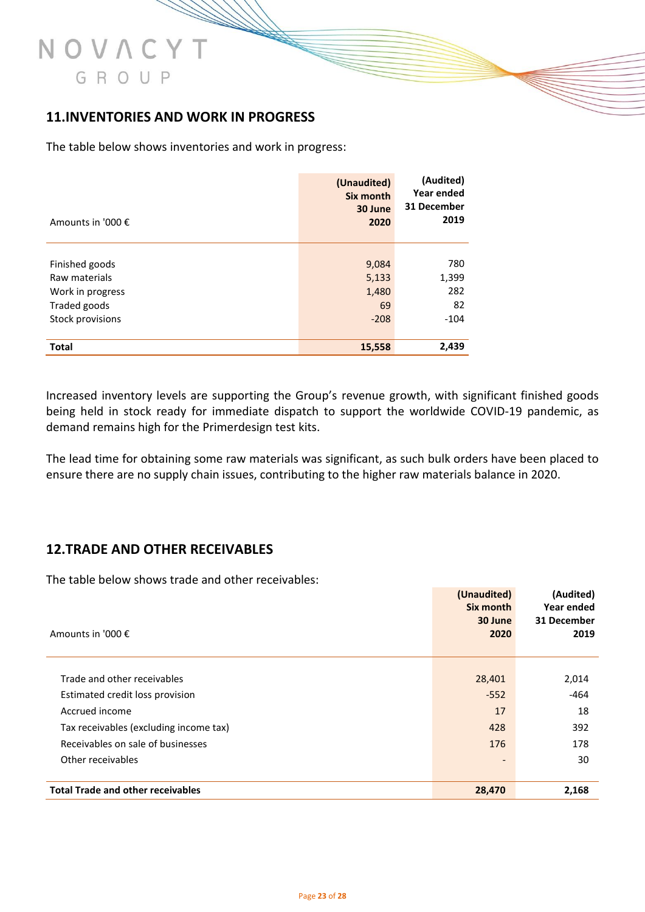## 11.INVENTORIES AND WORK IN PROGRESS

The table below shows inventories and work in progress:

| Amounts in '000 € | (Unaudited) Six month 30 June 2020 | (Audited) Year ended 31 December 2019 |
|---|---|---|
| Finished goods | 9,084 | 780 |
| Raw materials | 5,133 | 1,399 |
| Work in progress | 1,480 | 282 |
| Traded goods | 69 | 82 |
| Stock provisions | -208 | -104 |
| **Total** | **15,558** | **2,439** |

Increased inventory levels are supporting the Group's revenue growth, with significant finished goods being held in stock ready for immediate dispatch to support the worldwide COVID-19 pandemic, as demand remains high for the Primerdesign test kits.

The lead time for obtaining some raw materials was significant, as such bulk orders have been placed to ensure there are no supply chain issues, contributing to the higher raw materials balance in 2020.

## 12.TRADE AND OTHER RECEIVABLES

The table below shows trade and other receivables:

| Amounts in '000 € | (Unaudited) Six month 30 June 2020 | (Audited) Year ended 31 December 2019 |
|---|---|---|
| Trade and other receivables | 28,401 | 2,014 |
| Estimated credit loss provision | -552 | -464 |
| Accrued income | 17 | 18 |
| Tax receivables (excluding income tax) | 428 | 392 |
| Receivables on sale of businesses | 176 | 178 |
| Other receivables | - | 30 |
| **Total Trade and other receivables** | **28,470** | **2,168** |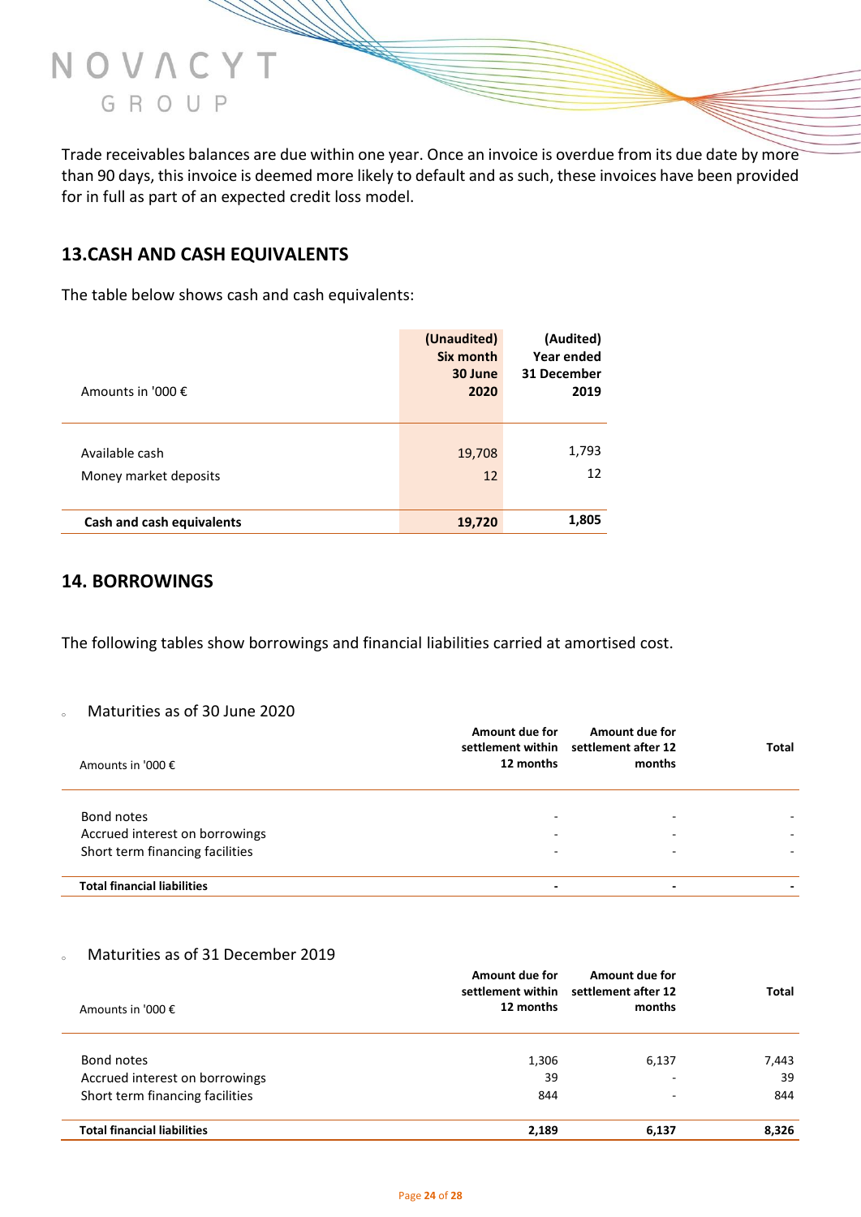Trade receivables balances are due within one year. Once an invoice is overdue from its due date by more than 90 days, this invoice is deemed more likely to default and as such, these invoices have been provided for in full as part of an expected credit loss model.

## 13.CASH AND CASH EQUIVALENTS

The table below shows cash and cash equivalents:

| Amounts in '000 € | (Unaudited) Six month 30 June 2020 | (Audited) Year ended 31 December 2019 |
|---|---|---|
| Available cash | 19,708 | 1,793 |
| Money market deposits | 12 | 12 |
| **Cash and cash equivalents** | **19,720** | **1,805** |

## 14. BORROWINGS

The following tables show borrowings and financial liabilities carried at amortised cost.

- Maturities as of 30 June 2020

| Amounts in '000 € | Amount due for settlement within 12 months | Amount due for settlement after 12 months | Total |
|---|---|---|---|
| Bond notes | - | - | - |
| Accrued interest on borrowings | - | - | - |
| Short term financing facilities | - | - | - |
| **Total financial liabilities** | **-** | **-** | **-** |

- Maturities as of 31 December 2019

| Amounts in '000 € | Amount due for settlement within 12 months | Amount due for settlement after 12 months | Total |
|---|---|---|---|
| Bond notes | 1,306 | 6,137 | 7,443 |
| Accrued interest on borrowings | 39 | - | 39 |
| Short term financing facilities | 844 | - | 844 |
| **Total financial liabilities** | **2,189** | **6,137** | **8,326** |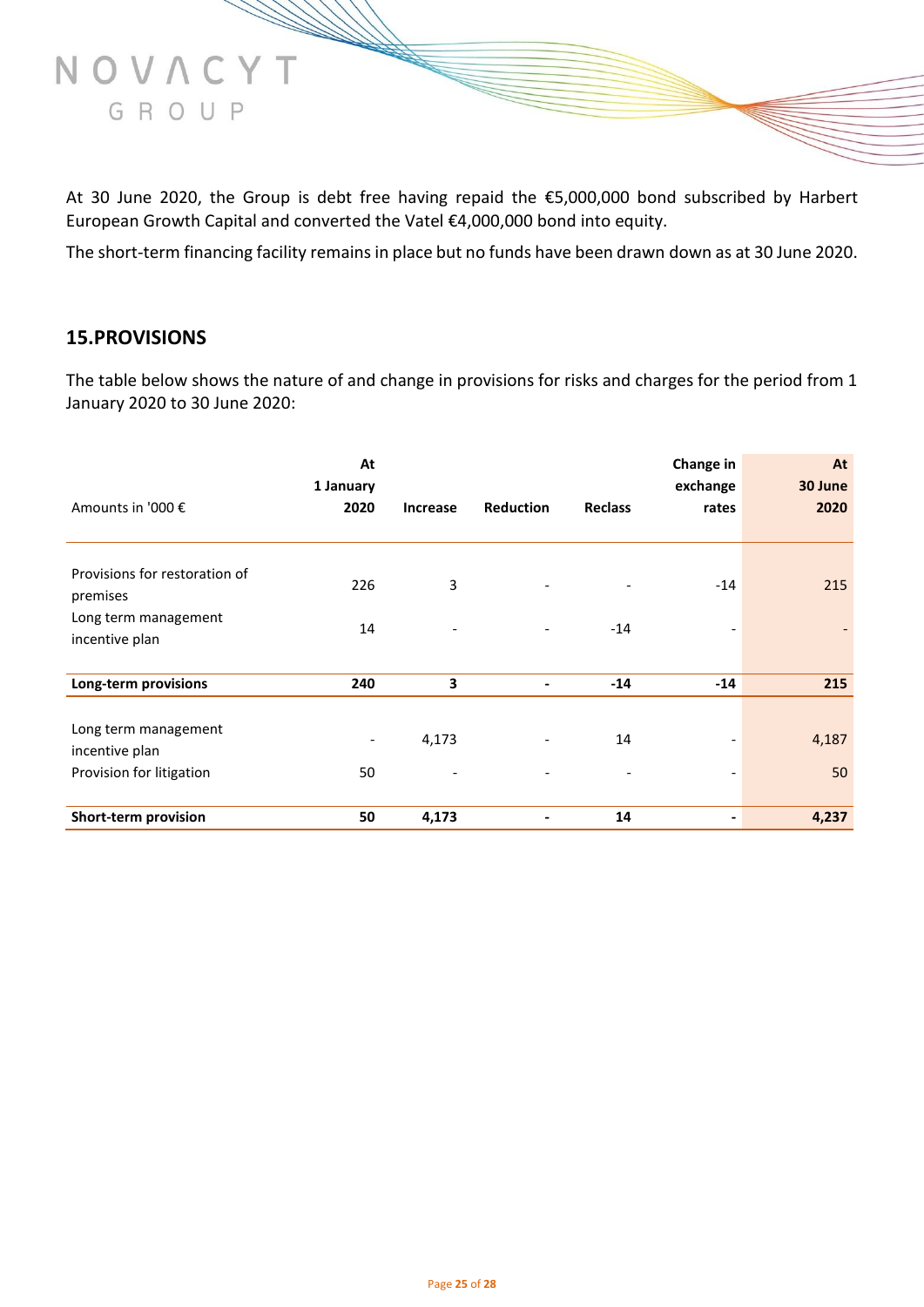At 30 June 2020, the Group is debt free having repaid the €5,000,000 bond subscribed by Harbert European Growth Capital and converted the Vatel €4,000,000 bond into equity.

The short-term financing facility remains in place but no funds have been drawn down as at 30 June 2020.

## 15.PROVISIONS

The table below shows the nature of and change in provisions for risks and charges for the period from 1 January 2020 to 30 June 2020:

| Amounts in '000 € | At 1 January 2020 | Increase | Reduction | Reclass | Change in exchange rates | At 30 June 2020 |
|---|---|---|---|---|---|---|
| Provisions for restoration of premises | 226 | 3 | - | - | -14 | 215 |
| Long term management incentive plan | 14 | - | - | -14 | - | - |
| **Long-term provisions** | **240** | **3** | **-** | **-14** | **-14** | **215** |
| Long term management incentive plan | - | 4,173 | - | 14 | - | 4,187 |
| Provision for litigation | 50 | - | - | - | - | 50 |
| **Short-term provision** | **50** | **4,173** | **-** | **14** | **-** | **4,237** |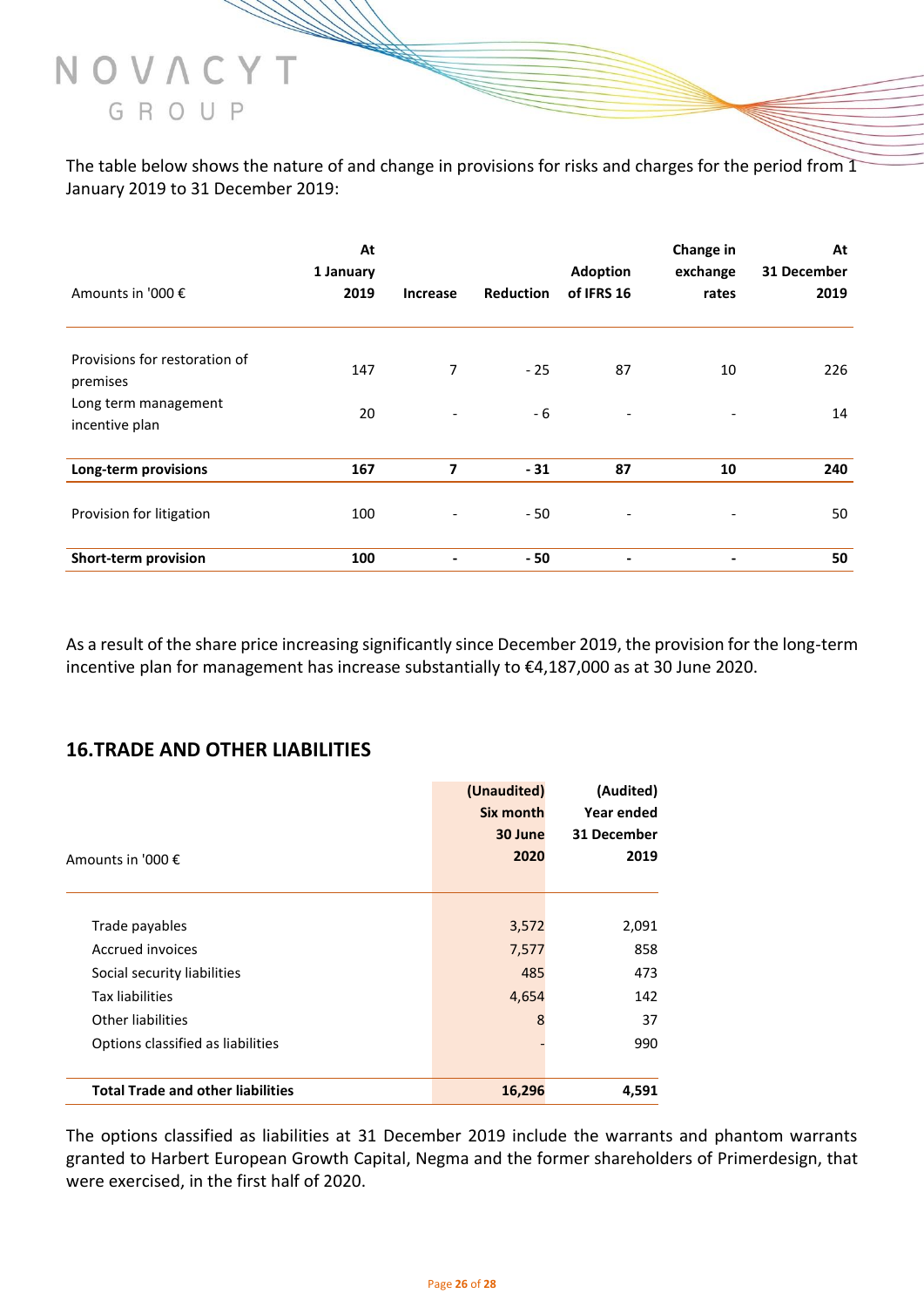The table below shows the nature of and change in provisions for risks and charges for the period from 1 January 2019 to 31 December 2019:

| Amounts in '000 € | At 1 January 2019 | Increase | Reduction | Adoption of IFRS 16 | Change in exchange rates | At 31 December 2019 |
|---|---|---|---|---|---|---|
| Provisions for restoration of premises | 147 | 7 | - 25 | 87 | 10 | 226 |
| Long term management incentive plan | 20 | - | - 6 | - | - | 14 |
| **Long-term provisions** | **167** | **7** | **- 31** | **87** | **10** | **240** |
| Provision for litigation | 100 | - | - 50 | - | - | 50 |
| **Short-term provision** | **100** | **-** | **- 50** | **-** | **-** | **50** |

As a result of the share price increasing significantly since December 2019, the provision for the long-term incentive plan for management has increase substantially to €4,187,000 as at 30 June 2020.

## 16. TRADE AND OTHER LIABILITIES

| Amounts in '000 € | (Unaudited) Six month 30 June 2020 | (Audited) Year ended 31 December 2019 |
|---|---|---|
| Trade payables | 3,572 | 2,091 |
| Accrued invoices | 7,577 | 858 |
| Social security liabilities | 485 | 473 |
| Tax liabilities | 4,654 | 142 |
| Other liabilities | 8 | 37 |
| Options classified as liabilities | - | 990 |
| **Total Trade and other liabilities** | **16,296** | **4,591** |

The options classified as liabilities at 31 December 2019 include the warrants and phantom warrants granted to Harbert European Growth Capital, Negma and the former shareholders of Primerdesign, that were exercised, in the first half of 2020.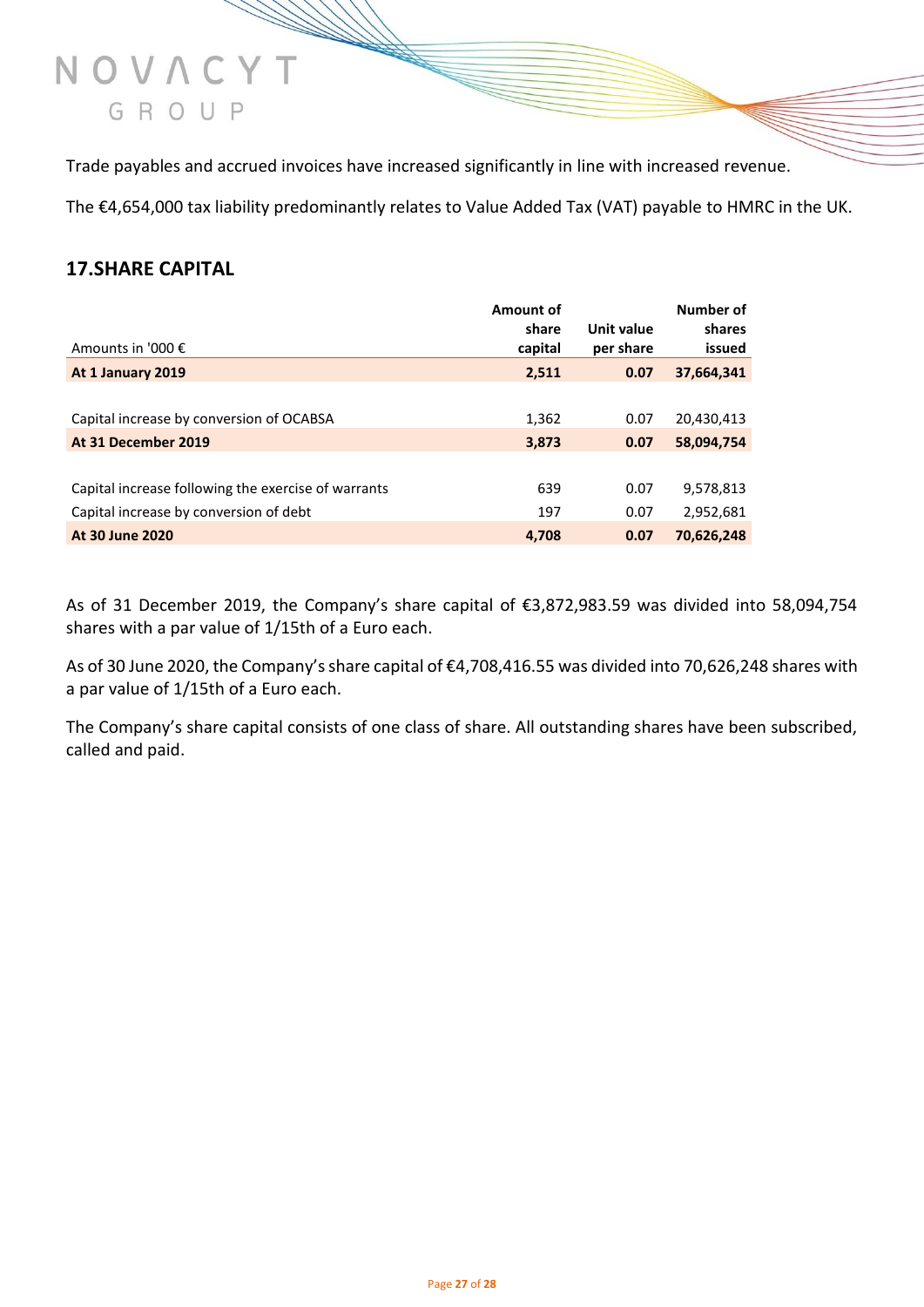Trade payables and accrued invoices have increased significantly in line with increased revenue.

The €4,654,000 tax liability predominantly relates to Value Added Tax (VAT) payable to HMRC in the UK.

## 17.SHARE CAPITAL

| Amounts in '000 € | Amount of share capital | Unit value per share | Number of shares issued |
|---|---|---|---|
| **At 1 January 2019** | **2,511** | **0.07** | **37,664,341** |
| | | | |
| Capital increase by conversion of OCABSA | 1,362 | 0.07 | 20,430,413 |
| **At 31 December 2019** | **3,873** | **0.07** | **58,094,754** |
| | | | |
| Capital increase following the exercise of warrants | 639 | 0.07 | 9,578,813 |
| Capital increase by conversion of debt | 197 | 0.07 | 2,952,681 |
| **At 30 June 2020** | **4,708** | **0.07** | **70,626,248** |

As of 31 December 2019, the Company's share capital of €3,872,983.59 was divided into 58,094,754 shares with a par value of 1/15th of a Euro each.

As of 30 June 2020, the Company's share capital of €4,708,416.55 was divided into 70,626,248 shares with a par value of 1/15th of a Euro each.

The Company's share capital consists of one class of share. All outstanding shares have been subscribed, called and paid.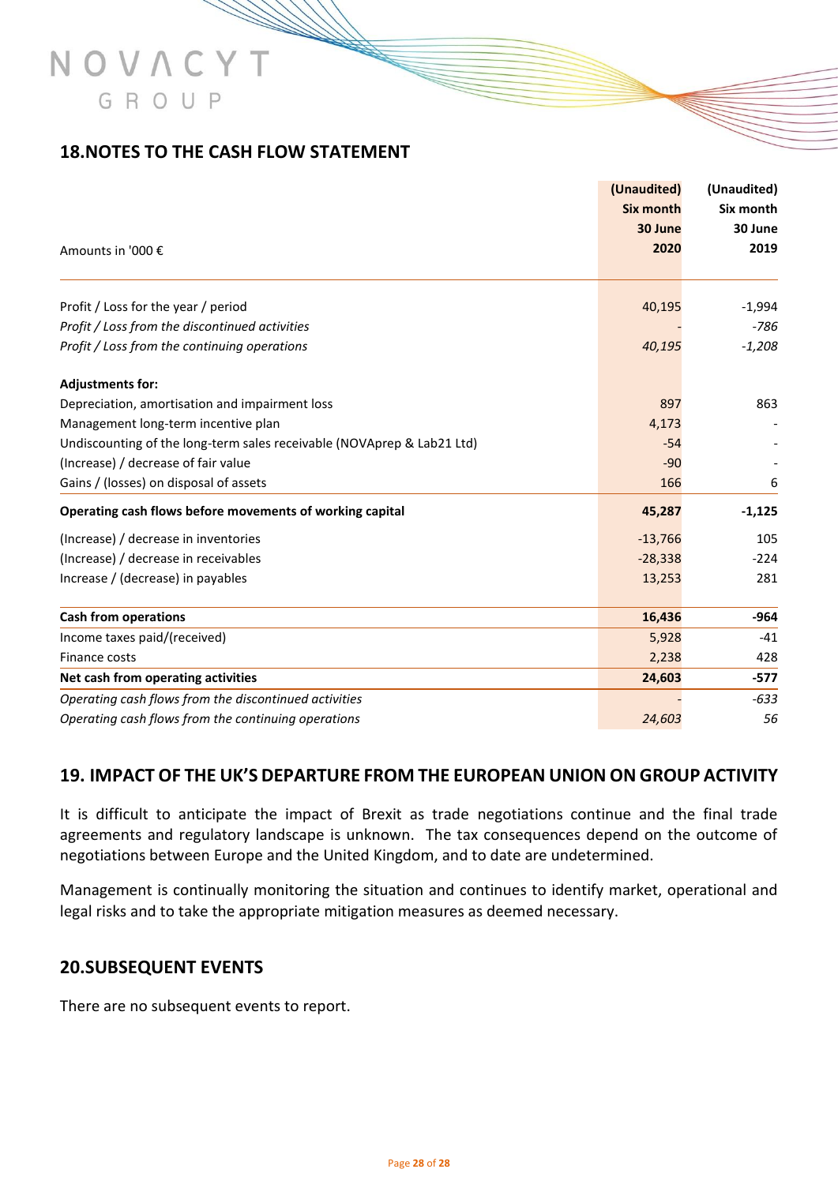## 18.NOTES TO THE CASH FLOW STATEMENT

| Amounts in '000 € | (Unaudited) Six month 30 June 2020 | (Unaudited) Six month 30 June 2019 |
|---|---|---|
| Profit / Loss for the year / period | 40,195 | -1,994 |
| *Profit / Loss from the discontinued activities* | *-* | *-786* |
| *Profit / Loss from the continuing operations* | *40,195* | *-1,208* |
| **Adjustments for:** | | |
| Depreciation, amortisation and impairment loss | 897 | 863 |
| Management long-term incentive plan | 4,173 | - |
| Undiscounting of the long-term sales receivable (NOVAprep & Lab21 Ltd) | -54 | - |
| (Increase) / decrease of fair value | -90 | - |
| Gains / (losses) on disposal of assets | 166 | 6 |
| **Operating cash flows before movements of working capital** | **45,287** | **-1,125** |
| (Increase) / decrease in inventories | -13,766 | 105 |
| (Increase) / decrease in receivables | -28,338 | -224 |
| Increase / (decrease) in payables | 13,253 | 281 |
| **Cash from operations** | **16,436** | **-964** |
| Income taxes paid/(received) | 5,928 | -41 |
| Finance costs | 2,238 | 428 |
| **Net cash from operating activities** | **24,603** | **-577** |
| *Operating cash flows from the discontinued activities* | *-* | *-633* |
| *Operating cash flows from the continuing operations* | *24,603* | *56* |

## 19. IMPACT OF THE UK'S DEPARTURE FROM THE EUROPEAN UNION ON GROUP ACTIVITY

It is difficult to anticipate the impact of Brexit as trade negotiations continue and the final trade agreements and regulatory landscape is unknown. The tax consequences depend on the outcome of negotiations between Europe and the United Kingdom, and to date are undetermined.

Management is continually monitoring the situation and continues to identify market, operational and legal risks and to take the appropriate mitigation measures as deemed necessary.

## 20.SUBSEQUENT EVENTS

There are no subsequent events to report.